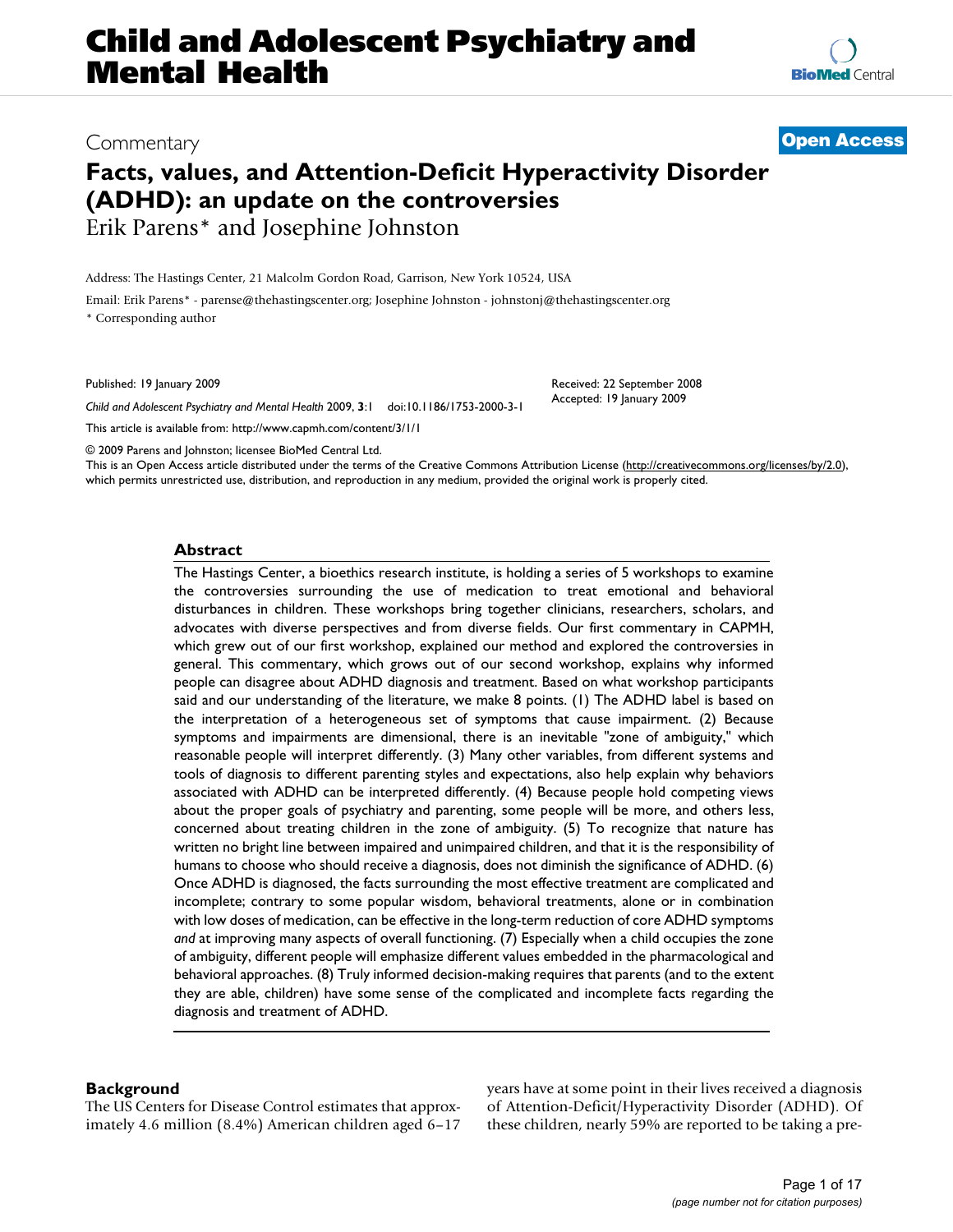# Child and Adolescent Psychiatry and Mental Health

Commentary

**Open Access**

## Facts, values, and Attention-Deficit Hyperactivity Disorder (ADHD): an update on the controversies

Erik Parens* and Josephine Johnston

Address: The Hastings Center, 21 Malcolm Gordon Road, Garrison, New York 10524, USA

Email: Erik Parens* - parense@thehastingscenter.org; Josephine Johnston - johnstonj@thehastingscenter.org

* Corresponding author

Published: 19 January 2009

Received: 22 September 2008

Accepted: 19 January 2009

*Child and Adolescent Psychiatry and Mental Health* 2009, **3**:1 doi:10.1186/1753-2000-3-1

This article is available from: http://www.capmh.com/content/3/1/1

© 2009 Parens and Johnston; licensee BioMed Central Ltd.

This is an Open Access article distributed under the terms of the Creative Commons Attribution License (http://creativecommons.org/licenses/by/2.0), which permits unrestricted use, distribution, and reproduction in any medium, provided the original work is properly cited.

### Abstract

The Hastings Center, a bioethics research institute, is holding a series of 5 workshops to examine the controversies surrounding the use of medication to treat emotional and behavioral disturbances in children. These workshops bring together clinicians, researchers, scholars, and advocates with diverse perspectives and from diverse fields. Our first commentary in CAPMH, which grew out of our first workshop, explained our method and explored the controversies in general. This commentary, which grows out of our second workshop, explains why informed people can disagree about ADHD diagnosis and treatment. Based on what workshop participants said and our understanding of the literature, we make 8 points. (1) The ADHD label is based on the interpretation of a heterogeneous set of symptoms that cause impairment. (2) Because symptoms and impairments are dimensional, there is an inevitable "zone of ambiguity," which reasonable people will interpret differently. (3) Many other variables, from different systems and tools of diagnosis to different parenting styles and expectations, also help explain why behaviors associated with ADHD can be interpreted differently. (4) Because people hold competing views about the proper goals of psychiatry and parenting, some people will be more, and others less, concerned about treating children in the zone of ambiguity. (5) To recognize that nature has written no bright line between impaired and unimpaired children, and that it is the responsibility of humans to choose who should receive a diagnosis, does not diminish the significance of ADHD. (6) Once ADHD is diagnosed, the facts surrounding the most effective treatment are complicated and incomplete; contrary to some popular wisdom, behavioral treatments, alone or in combination with low doses of medication, can be effective in the long-term reduction of core ADHD symptoms *and* at improving many aspects of overall functioning. (7) Especially when a child occupies the zone of ambiguity, different people will emphasize different values embedded in the pharmacological and behavioral approaches. (8) Truly informed decision-making requires that parents (and to the extent they are able, children) have some sense of the complicated and incomplete facts regarding the diagnosis and treatment of ADHD.

### Background

The US Centers for Disease Control estimates that approximately 4.6 million (8.4%) American children aged 6–17 years have at some point in their lives received a diagnosis of Attention-Deficit/Hyperactivity Disorder (ADHD). Of these children, nearly 59% are reported to be taking a pre-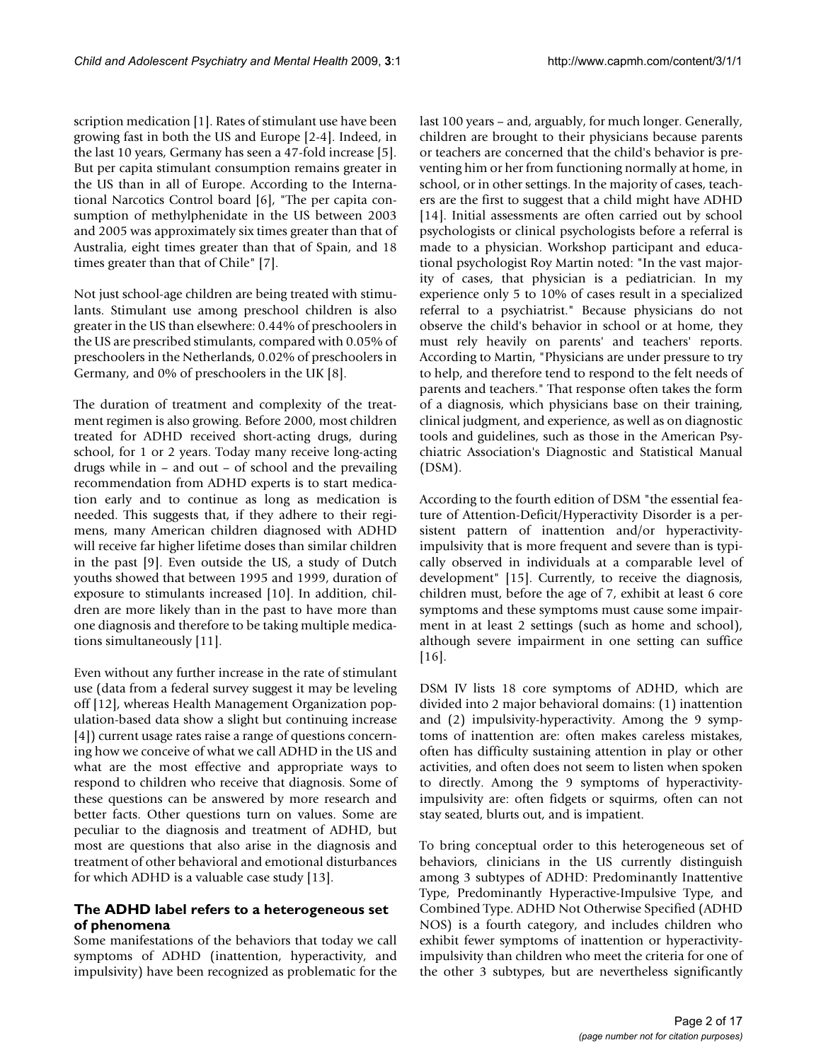scription medication [1]. Rates of stimulant use have been growing fast in both the US and Europe [2-4]. Indeed, in the last 10 years, Germany has seen a 47-fold increase [5]. But per capita stimulant consumption remains greater in the US than in all of Europe. According to the International Narcotics Control board [6], "The per capita consumption of methylphenidate in the US between 2003 and 2005 was approximately six times greater than that of Australia, eight times greater than that of Spain, and 18 times greater than that of Chile" [7].

Not just school-age children are being treated with stimulants. Stimulant use among preschool children is also greater in the US than elsewhere: 0.44% of preschoolers in the US are prescribed stimulants, compared with 0.05% of preschoolers in the Netherlands, 0.02% of preschoolers in Germany, and 0% of preschoolers in the UK [8].

The duration of treatment and complexity of the treatment regimen is also growing. Before 2000, most children treated for ADHD received short-acting drugs, during school, for 1 or 2 years. Today many receive long-acting drugs while in – and out – of school and the prevailing recommendation from ADHD experts is to start medication early and to continue as long as medication is needed. This suggests that, if they adhere to their regimens, many American children diagnosed with ADHD will receive far higher lifetime doses than similar children in the past [9]. Even outside the US, a study of Dutch youths showed that between 1995 and 1999, duration of exposure to stimulants increased [10]. In addition, children are more likely than in the past to have more than one diagnosis and therefore to be taking multiple medications simultaneously [11].

Even without any further increase in the rate of stimulant use (data from a federal survey suggest it may be leveling off [12], whereas Health Management Organization population-based data show a slight but continuing increase [4]) current usage rates raise a range of questions concerning how we conceive of what we call ADHD in the US and what are the most effective and appropriate ways to respond to children who receive that diagnosis. Some of these questions can be answered by more research and better facts. Other questions turn on values. Some are peculiar to the diagnosis and treatment of ADHD, but most are questions that also arise in the diagnosis and treatment of other behavioral and emotional disturbances for which ADHD is a valuable case study [13].

## The ADHD label refers to a heterogeneous set of phenomena

Some manifestations of the behaviors that today we call symptoms of ADHD (inattention, hyperactivity, and impulsivity) have been recognized as problematic for the last 100 years – and, arguably, for much longer. Generally, children are brought to their physicians because parents or teachers are concerned that the child's behavior is preventing him or her from functioning normally at home, in school, or in other settings. In the majority of cases, teachers are the first to suggest that a child might have ADHD [14]. Initial assessments are often carried out by school psychologists or clinical psychologists before a referral is made to a physician. Workshop participant and educational psychologist Roy Martin noted: "In the vast majority of cases, that physician is a pediatrician. In my experience only 5 to 10% of cases result in a specialized referral to a psychiatrist." Because physicians do not observe the child's behavior in school or at home, they must rely heavily on parents' and teachers' reports. According to Martin, "Physicians are under pressure to try to help, and therefore tend to respond to the felt needs of parents and teachers." That response often takes the form of a diagnosis, which physicians base on their training, clinical judgment, and experience, as well as on diagnostic tools and guidelines, such as those in the American Psychiatric Association's Diagnostic and Statistical Manual (DSM).

According to the fourth edition of DSM "the essential feature of Attention-Deficit/Hyperactivity Disorder is a persistent pattern of inattention and/or hyperactivity-impulsivity that is more frequent and severe than is typically observed in individuals at a comparable level of development" [15]. Currently, to receive the diagnosis, children must, before the age of 7, exhibit at least 6 core symptoms and these symptoms must cause some impairment in at least 2 settings (such as home and school), although severe impairment in one setting can suffice [16].

DSM IV lists 18 core symptoms of ADHD, which are divided into 2 major behavioral domains: (1) inattention and (2) impulsivity-hyperactivity. Among the 9 symptoms of inattention are: often makes careless mistakes, often has difficulty sustaining attention in play or other activities, and often does not seem to listen when spoken to directly. Among the 9 symptoms of hyperactivity-impulsivity are: often fidgets or squirms, often can not stay seated, blurts out, and is impatient.

To bring conceptual order to this heterogeneous set of behaviors, clinicians in the US currently distinguish among 3 subtypes of ADHD: Predominantly Inattentive Type, Predominantly Hyperactive-Impulsive Type, and Combined Type. ADHD Not Otherwise Specified (ADHD NOS) is a fourth category, and includes children who exhibit fewer symptoms of inattention or hyperactivity-impulsivity than children who meet the criteria for one of the other 3 subtypes, but are nevertheless significantly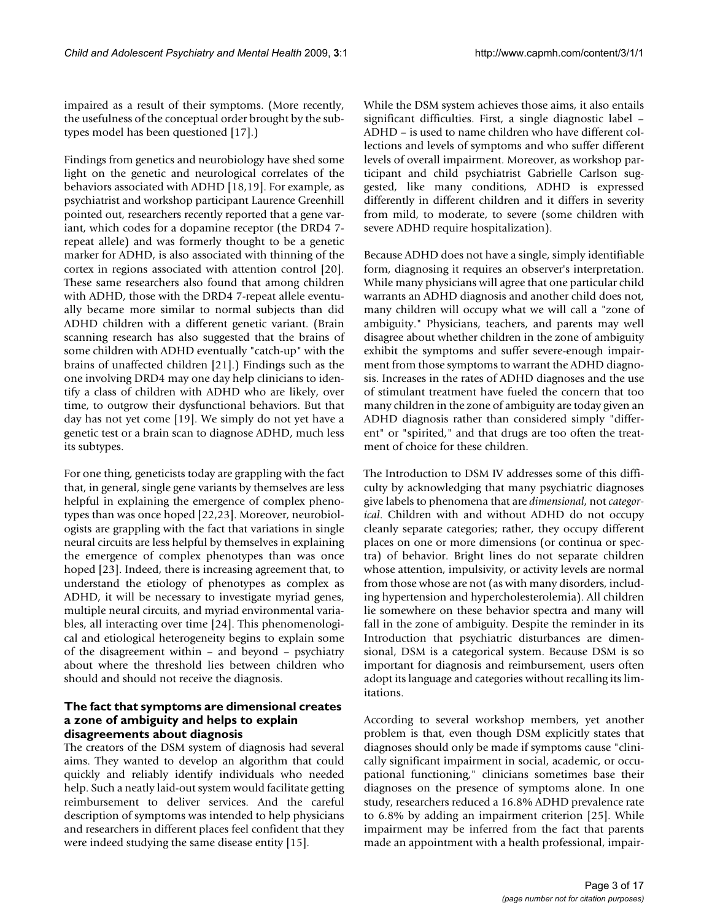impaired as a result of their symptoms. (More recently, the usefulness of the conceptual order brought by the subtypes model has been questioned [17].)

Findings from genetics and neurobiology have shed some light on the genetic and neurological correlates of the behaviors associated with ADHD [18,19]. For example, as psychiatrist and workshop participant Laurence Greenhill pointed out, researchers recently reported that a gene variant, which codes for a dopamine receptor (the DRD4 7-repeat allele) and was formerly thought to be a genetic marker for ADHD, is also associated with thinning of the cortex in regions associated with attention control [20]. These same researchers also found that among children with ADHD, those with the DRD4 7-repeat allele eventually became more similar to normal subjects than did ADHD children with a different genetic variant. (Brain scanning research has also suggested that the brains of some children with ADHD eventually "catch-up" with the brains of unaffected children [21].) Findings such as the one involving DRD4 may one day help clinicians to identify a class of children with ADHD who are likely, over time, to outgrow their dysfunctional behaviors. But that day has not yet come [19]. We simply do not yet have a genetic test or a brain scan to diagnose ADHD, much less its subtypes.

For one thing, geneticists today are grappling with the fact that, in general, single gene variants by themselves are less helpful in explaining the emergence of complex phenotypes than was once hoped [22,23]. Moreover, neurobiologists are grappling with the fact that variations in single neural circuits are less helpful by themselves in explaining the emergence of complex phenotypes than was once hoped [23]. Indeed, there is increasing agreement that, to understand the etiology of phenotypes as complex as ADHD, it will be necessary to investigate myriad genes, multiple neural circuits, and myriad environmental variables, all interacting over time [24]. This phenomenological and etiological heterogeneity begins to explain some of the disagreement within – and beyond – psychiatry about where the threshold lies between children who should and should not receive the diagnosis.

### The fact that symptoms are dimensional creates a zone of ambiguity and helps to explain disagreements about diagnosis

The creators of the DSM system of diagnosis had several aims. They wanted to develop an algorithm that could quickly and reliably identify individuals who needed help. Such a neatly laid-out system would facilitate getting reimbursement to deliver services. And the careful description of symptoms was intended to help physicians and researchers in different places feel confident that they were indeed studying the same disease entity [15].

While the DSM system achieves those aims, it also entails significant difficulties. First, a single diagnostic label – ADHD – is used to name children who have different collections and levels of symptoms and who suffer different levels of overall impairment. Moreover, as workshop participant and child psychiatrist Gabrielle Carlson suggested, like many conditions, ADHD is expressed differently in different children and it differs in severity from mild, to moderate, to severe (some children with severe ADHD require hospitalization).

Because ADHD does not have a single, simply identifiable form, diagnosing it requires an observer's interpretation. While many physicians will agree that one particular child warrants an ADHD diagnosis and another child does not, many children will occupy what we will call a "zone of ambiguity." Physicians, teachers, and parents may well disagree about whether children in the zone of ambiguity exhibit the symptoms and suffer severe-enough impairment from those symptoms to warrant the ADHD diagnosis. Increases in the rates of ADHD diagnoses and the use of stimulant treatment have fueled the concern that too many children in the zone of ambiguity are today given an ADHD diagnosis rather than considered simply "different" or "spirited," and that drugs are too often the treatment of choice for these children.

The Introduction to DSM IV addresses some of this difficulty by acknowledging that many psychiatric diagnoses give labels to phenomena that are *dimensional*, not *categorical*. Children with and without ADHD do not occupy cleanly separate categories; rather, they occupy different places on one or more dimensions (or continua or spectra) of behavior. Bright lines do not separate children whose attention, impulsivity, or activity levels are normal from those whose are not (as with many disorders, including hypertension and hypercholesterolemia). All children lie somewhere on these behavior spectra and many will fall in the zone of ambiguity. Despite the reminder in its Introduction that psychiatric disturbances are dimensional, DSM is a categorical system. Because DSM is so important for diagnosis and reimbursement, users often adopt its language and categories without recalling its limitations.

According to several workshop members, yet another problem is that, even though DSM explicitly states that diagnoses should only be made if symptoms cause "clinically significant impairment in social, academic, or occupational functioning," clinicians sometimes base their diagnoses on the presence of symptoms alone. In one study, researchers reduced a 16.8% ADHD prevalence rate to 6.8% by adding an impairment criterion [25]. While impairment may be inferred from the fact that parents made an appointment with a health professional, impair-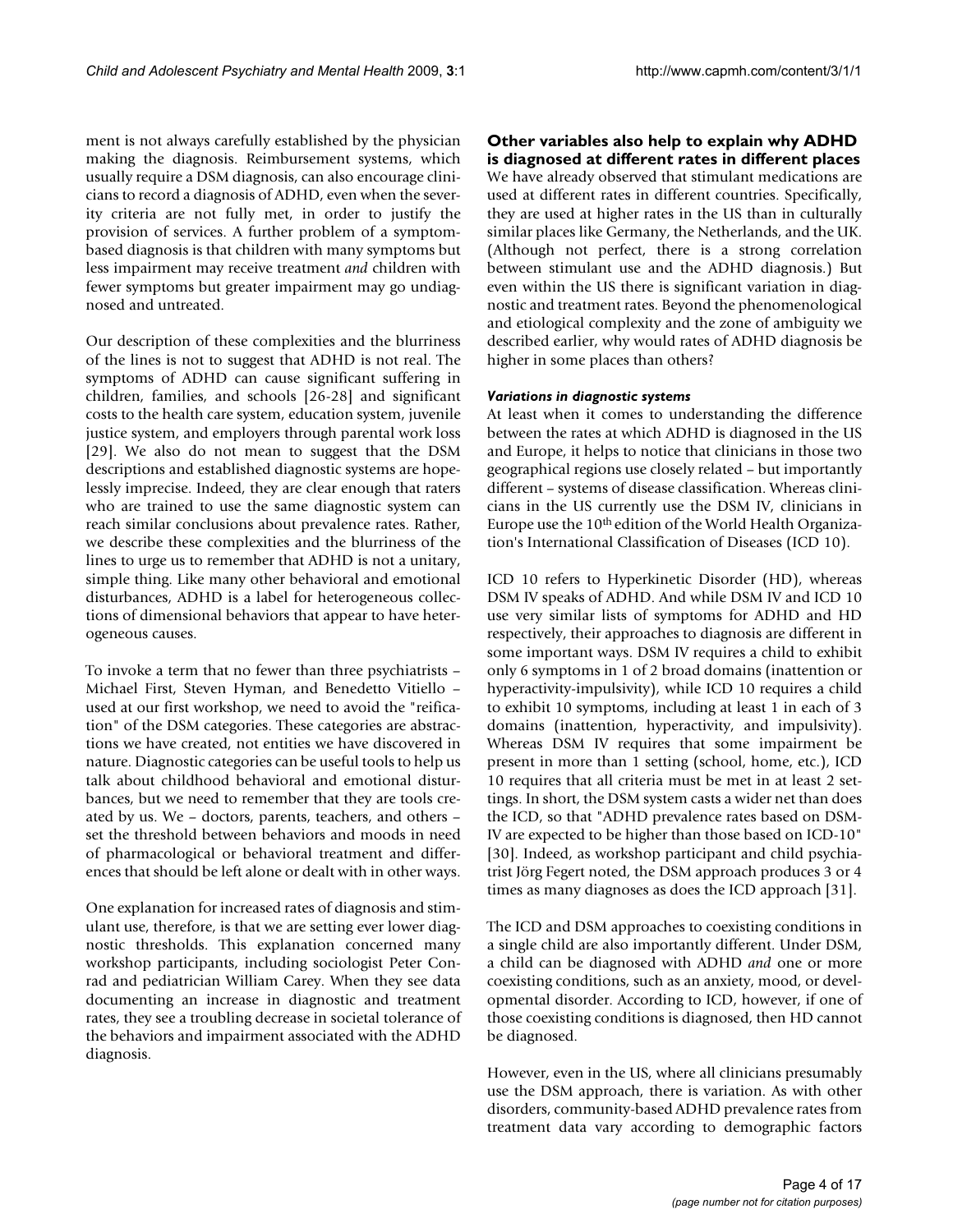ment is not always carefully established by the physician making the diagnosis. Reimbursement systems, which usually require a DSM diagnosis, can also encourage clinicians to record a diagnosis of ADHD, even when the severity criteria are not fully met, in order to justify the provision of services. A further problem of a symptom-based diagnosis is that children with many symptoms but less impairment may receive treatment *and* children with fewer symptoms but greater impairment may go undiagnosed and untreated.

Our description of these complexities and the blurriness of the lines is not to suggest that ADHD is not real. The symptoms of ADHD can cause significant suffering in children, families, and schools [26-28] and significant costs to the health care system, education system, juvenile justice system, and employers through parental work loss [29]. We also do not mean to suggest that the DSM descriptions and established diagnostic systems are hopelessly imprecise. Indeed, they are clear enough that raters who are trained to use the same diagnostic system can reach similar conclusions about prevalence rates. Rather, we describe these complexities and the blurriness of the lines to urge us to remember that ADHD is not a unitary, simple thing. Like many other behavioral and emotional disturbances, ADHD is a label for heterogeneous collections of dimensional behaviors that appear to have heterogeneous causes.

To invoke a term that no fewer than three psychiatrists – Michael First, Steven Hyman, and Benedetto Vitiello – used at our first workshop, we need to avoid the "reification" of the DSM categories. These categories are abstractions we have created, not entities we have discovered in nature. Diagnostic categories can be useful tools to help us talk about childhood behavioral and emotional disturbances, but we need to remember that they are tools created by us. We – doctors, parents, teachers, and others – set the threshold between behaviors and moods in need of pharmacological or behavioral treatment and differences that should be left alone or dealt with in other ways.

One explanation for increased rates of diagnosis and stimulant use, therefore, is that we are setting ever lower diagnostic thresholds. This explanation concerned many workshop participants, including sociologist Peter Conrad and pediatrician William Carey. When they see data documenting an increase in diagnostic and treatment rates, they see a troubling decrease in societal tolerance of the behaviors and impairment associated with the ADHD diagnosis.

## Other variables also help to explain why ADHD is diagnosed at different rates in different places

We have already observed that stimulant medications are used at different rates in different countries. Specifically, they are used at higher rates in the US than in culturally similar places like Germany, the Netherlands, and the UK. (Although not perfect, there is a strong correlation between stimulant use and the ADHD diagnosis.) But even within the US there is significant variation in diagnostic and treatment rates. Beyond the phenomenological and etiological complexity and the zone of ambiguity we described earlier, why would rates of ADHD diagnosis be higher in some places than others?

### *Variations in diagnostic systems*

At least when it comes to understanding the difference between the rates at which ADHD is diagnosed in the US and Europe, it helps to notice that clinicians in those two geographical regions use closely related – but importantly different – systems of disease classification. Whereas clinicians in the US currently use the DSM IV, clinicians in Europe use the 10th edition of the World Health Organization's International Classification of Diseases (ICD 10).

ICD 10 refers to Hyperkinetic Disorder (HD), whereas DSM IV speaks of ADHD. And while DSM IV and ICD 10 use very similar lists of symptoms for ADHD and HD respectively, their approaches to diagnosis are different in some important ways. DSM IV requires a child to exhibit only 6 symptoms in 1 of 2 broad domains (inattention or hyperactivity-impulsivity), while ICD 10 requires a child to exhibit 10 symptoms, including at least 1 in each of 3 domains (inattention, hyperactivity, and impulsivity). Whereas DSM IV requires that some impairment be present in more than 1 setting (school, home, etc.), ICD 10 requires that all criteria must be met in at least 2 settings. In short, the DSM system casts a wider net than does the ICD, so that "ADHD prevalence rates based on DSM-IV are expected to be higher than those based on ICD-10" [30]. Indeed, as workshop participant and child psychiatrist Jörg Fegert noted, the DSM approach produces 3 or 4 times as many diagnoses as does the ICD approach [31].

The ICD and DSM approaches to coexisting conditions in a single child are also importantly different. Under DSM, a child can be diagnosed with ADHD *and* one or more coexisting conditions, such as an anxiety, mood, or developmental disorder. According to ICD, however, if one of those coexisting conditions is diagnosed, then HD cannot be diagnosed.

However, even in the US, where all clinicians presumably use the DSM approach, there is variation. As with other disorders, community-based ADHD prevalence rates from treatment data vary according to demographic factors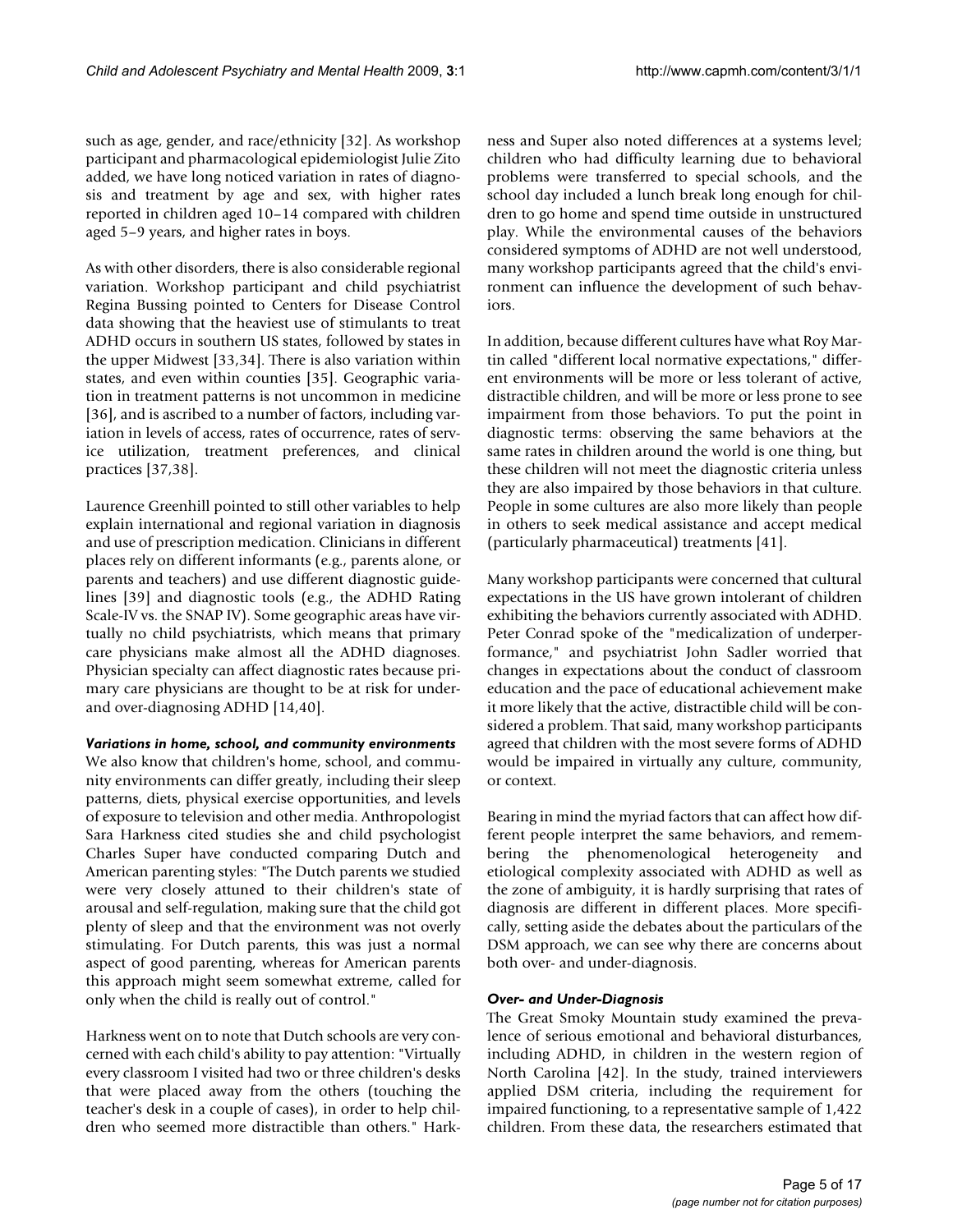such as age, gender, and race/ethnicity [32]. As workshop participant and pharmacological epidemiologist Julie Zito added, we have long noticed variation in rates of diagnosis and treatment by age and sex, with higher rates reported in children aged 10–14 compared with children aged 5–9 years, and higher rates in boys.

As with other disorders, there is also considerable regional variation. Workshop participant and child psychiatrist Regina Bussing pointed to Centers for Disease Control data showing that the heaviest use of stimulants to treat ADHD occurs in southern US states, followed by states in the upper Midwest [33,34]. There is also variation within states, and even within counties [35]. Geographic variation in treatment patterns is not uncommon in medicine [36], and is ascribed to a number of factors, including variation in levels of access, rates of occurrence, rates of service utilization, treatment preferences, and clinical practices [37,38].

Laurence Greenhill pointed to still other variables to help explain international and regional variation in diagnosis and use of prescription medication. Clinicians in different places rely on different informants (e.g., parents alone, or parents and teachers) and use different diagnostic guidelines [39] and diagnostic tools (e.g., the ADHD Rating Scale-IV vs. the SNAP IV). Some geographic areas have virtually no child psychiatrists, which means that primary care physicians make almost all the ADHD diagnoses. Physician specialty can affect diagnostic rates because primary care physicians are thought to be at risk for under- and over-diagnosing ADHD [14,40].

#### *Variations in home, school, and community environments*

We also know that children's home, school, and community environments can differ greatly, including their sleep patterns, diets, physical exercise opportunities, and levels of exposure to television and other media. Anthropologist Sara Harkness cited studies she and child psychologist Charles Super have conducted comparing Dutch and American parenting styles: "The Dutch parents we studied were very closely attuned to their children's state of arousal and self-regulation, making sure that the child got plenty of sleep and that the environment was not overly stimulating. For Dutch parents, this was just a normal aspect of good parenting, whereas for American parents this approach might seem somewhat extreme, called for only when the child is really out of control."

Harkness went on to note that Dutch schools are very concerned with each child's ability to pay attention: "Virtually every classroom I visited had two or three children's desks that were placed away from the others (touching the teacher's desk in a couple of cases), in order to help children who seemed more distractible than others." Harkness and Super also noted differences at a systems level; children who had difficulty learning due to behavioral problems were transferred to special schools, and the school day included a lunch break long enough for children to go home and spend time outside in unstructured play. While the environmental causes of the behaviors considered symptoms of ADHD are not well understood, many workshop participants agreed that the child's environment can influence the development of such behaviors.

In addition, because different cultures have what Roy Martin called "different local normative expectations," different environments will be more or less tolerant of active, distractible children, and will be more or less prone to see impairment from those behaviors. To put the point in diagnostic terms: observing the same behaviors at the same rates in children around the world is one thing, but these children will not meet the diagnostic criteria unless they are also impaired by those behaviors in that culture. People in some cultures are also more likely than people in others to seek medical assistance and accept medical (particularly pharmaceutical) treatments [41].

Many workshop participants were concerned that cultural expectations in the US have grown intolerant of children exhibiting the behaviors currently associated with ADHD. Peter Conrad spoke of the "medicalization of underperformance," and psychiatrist John Sadler worried that changes in expectations about the conduct of classroom education and the pace of educational achievement make it more likely that the active, distractible child will be considered a problem. That said, many workshop participants agreed that children with the most severe forms of ADHD would be impaired in virtually any culture, community, or context.

Bearing in mind the myriad factors that can affect how different people interpret the same behaviors, and remembering the phenomenological heterogeneity and etiological complexity associated with ADHD as well as the zone of ambiguity, it is hardly surprising that rates of diagnosis are different in different places. More specifically, setting aside the debates about the particulars of the DSM approach, we can see why there are concerns about both over- and under-diagnosis.

### *Over- and Under-Diagnosis*

The Great Smoky Mountain study examined the prevalence of serious emotional and behavioral disturbances, including ADHD, in children in the western region of North Carolina [42]. In the study, trained interviewers applied DSM criteria, including the requirement for impaired functioning, to a representative sample of 1,422 children. From these data, the researchers estimated that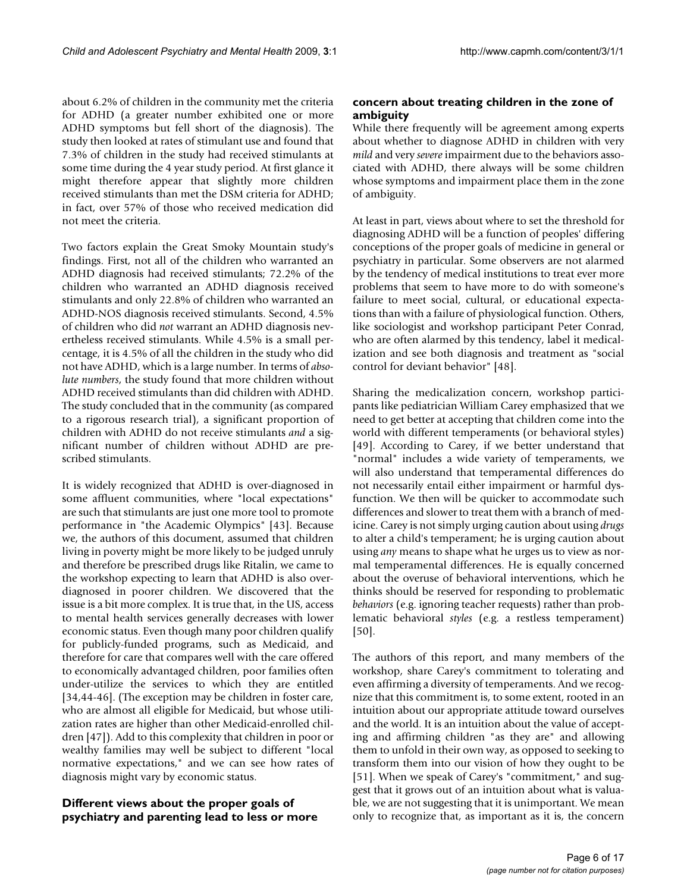about 6.2% of children in the community met the criteria for ADHD (a greater number exhibited one or more ADHD symptoms but fell short of the diagnosis). The study then looked at rates of stimulant use and found that 7.3% of children in the study had received stimulants at some time during the 4 year study period. At first glance it might therefore appear that slightly more children received stimulants than met the DSM criteria for ADHD; in fact, over 57% of those who received medication did not meet the criteria.

Two factors explain the Great Smoky Mountain study's findings. First, not all of the children who warranted an ADHD diagnosis had received stimulants; 72.2% of the children who warranted an ADHD diagnosis received stimulants and only 22.8% of children who warranted an ADHD-NOS diagnosis received stimulants. Second, 4.5% of children who did *not* warrant an ADHD diagnosis nevertheless received stimulants. While 4.5% is a small percentage, it is 4.5% of all the children in the study who did not have ADHD, which is a large number. In terms of *absolute numbers*, the study found that more children without ADHD received stimulants than did children with ADHD. The study concluded that in the community (as compared to a rigorous research trial), a significant proportion of children with ADHD do not receive stimulants *and* a significant number of children without ADHD are prescribed stimulants.

It is widely recognized that ADHD is over-diagnosed in some affluent communities, where "local expectations" are such that stimulants are just one more tool to promote performance in "the Academic Olympics" [43]. Because we, the authors of this document, assumed that children living in poverty might be more likely to be judged unruly and therefore be prescribed drugs like Ritalin, we came to the workshop expecting to learn that ADHD is also over-diagnosed in poorer children. We discovered that the issue is a bit more complex. It is true that, in the US, access to mental health services generally decreases with lower economic status. Even though many poor children qualify for publicly-funded programs, such as Medicaid, and therefore for care that compares well with the care offered to economically advantaged children, poor families often under-utilize the services to which they are entitled [34,44-46]. (The exception may be children in foster care, who are almost all eligible for Medicaid, but whose utilization rates are higher than other Medicaid-enrolled children [47]). Add to this complexity that children in poor or wealthy families may well be subject to different "local normative expectations," and we can see how rates of diagnosis might vary by economic status.

## Different views about the proper goals of psychiatry and parenting lead to less or more concern about treating children in the zone of ambiguity

While there frequently will be agreement among experts about whether to diagnose ADHD in children with very *mild* and very *severe* impairment due to the behaviors associated with ADHD, there always will be some children whose symptoms and impairment place them in the zone of ambiguity.

At least in part, views about where to set the threshold for diagnosing ADHD will be a function of peoples' differing conceptions of the proper goals of medicine in general or psychiatry in particular. Some observers are not alarmed by the tendency of medical institutions to treat ever more problems that seem to have more to do with someone's failure to meet social, cultural, or educational expectations than with a failure of physiological function. Others, like sociologist and workshop participant Peter Conrad, who are often alarmed by this tendency, label it medicalization and see both diagnosis and treatment as "social control for deviant behavior" [48].

Sharing the medicalization concern, workshop participants like pediatrician William Carey emphasized that we need to get better at accepting that children come into the world with different temperaments (or behavioral styles) [49]. According to Carey, if we better understand that "normal" includes a wide variety of temperaments, we will also understand that temperamental differences do not necessarily entail either impairment or harmful dysfunction. We then will be quicker to accommodate such differences and slower to treat them with a branch of medicine. Carey is not simply urging caution about using *drugs* to alter a child's temperament; he is urging caution about using *any* means to shape what he urges us to view as normal temperamental differences. He is equally concerned about the overuse of behavioral interventions, which he thinks should be reserved for responding to problematic *behaviors* (e.g. ignoring teacher requests) rather than problematic behavioral *styles* (e.g. a restless temperament) [50].

The authors of this report, and many members of the workshop, share Carey's commitment to tolerating and even affirming a diversity of temperaments. And we recognize that this commitment is, to some extent, rooted in an intuition about our appropriate attitude toward ourselves and the world. It is an intuition about the value of accepting and affirming children "as they are" and allowing them to unfold in their own way, as opposed to seeking to transform them into our vision of how they ought to be [51]. When we speak of Carey's "commitment," and suggest that it grows out of an intuition about what is valuable, we are not suggesting that it is unimportant. We mean only to recognize that, as important as it is, the concern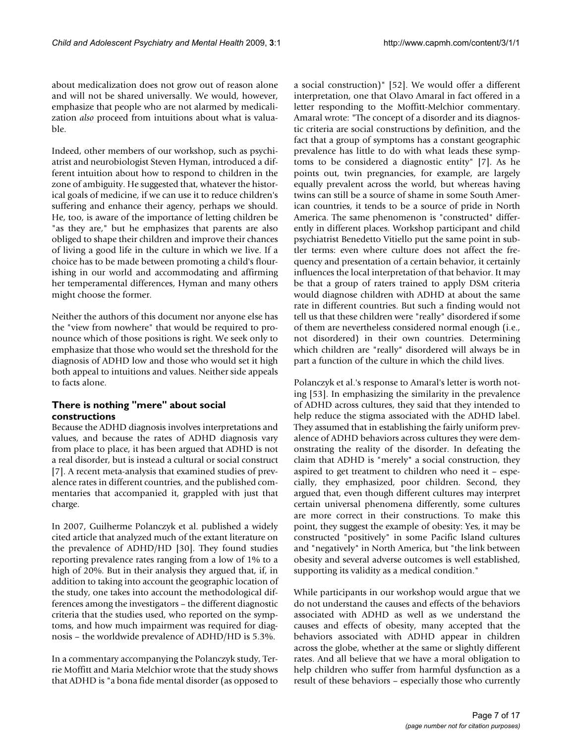about medicalization does not grow out of reason alone and will not be shared universally. We would, however, emphasize that people who are not alarmed by medicalization *also* proceed from intuitions about what is valuable.

Indeed, other members of our workshop, such as psychiatrist and neurobiologist Steven Hyman, introduced a different intuition about how to respond to children in the zone of ambiguity. He suggested that, whatever the historical goals of medicine, if we can use it to reduce children's suffering and enhance their agency, perhaps we should. He, too, is aware of the importance of letting children be "as they are," but he emphasizes that parents are also obliged to shape their children and improve their chances of living a good life in the culture in which we live. If a choice has to be made between promoting a child's flourishing in our world and accommodating and affirming her temperamental differences, Hyman and many others might choose the former.

Neither the authors of this document nor anyone else has the "view from nowhere" that would be required to pronounce which of those positions is right. We seek only to emphasize that those who would set the threshold for the diagnosis of ADHD low and those who would set it high both appeal to intuitions and values. Neither side appeals to facts alone.

## There is nothing "mere" about social constructions

Because the ADHD diagnosis involves interpretations and values, and because the rates of ADHD diagnosis vary from place to place, it has been argued that ADHD is not a real disorder, but is instead a cultural or social construct [7]. A recent meta-analysis that examined studies of prevalence rates in different countries, and the published commentaries that accompanied it, grappled with just that charge.

In 2007, Guilherme Polanczyk et al. published a widely cited article that analyzed much of the extant literature on the prevalence of ADHD/HD [30]. They found studies reporting prevalence rates ranging from a low of 1% to a high of 20%. But in their analysis they argued that, if, in addition to taking into account the geographic location of the study, one takes into account the methodological differences among the investigators – the different diagnostic criteria that the studies used, who reported on the symptoms, and how much impairment was required for diagnosis – the worldwide prevalence of ADHD/HD is 5.3%.

In a commentary accompanying the Polanczyk study, Terrie Moffitt and Maria Melchior wrote that the study shows that ADHD is "a bona fide mental disorder (as opposed to a social construction)" [52]. We would offer a different interpretation, one that Olavo Amaral in fact offered in a letter responding to the Moffitt-Melchior commentary. Amaral wrote: "The concept of a disorder and its diagnostic criteria are social constructions by definition, and the fact that a group of symptoms has a constant geographic prevalence has little to do with what leads these symptoms to be considered a diagnostic entity" [7]. As he points out, twin pregnancies, for example, are largely equally prevalent across the world, but whereas having twins can still be a source of shame in some South American countries, it tends to be a source of pride in North America. The same phenomenon is "constructed" differently in different places. Workshop participant and child psychiatrist Benedetto Vitiello put the same point in subtler terms: even where culture does not affect the frequency and presentation of a certain behavior, it certainly influences the local interpretation of that behavior. It may be that a group of raters trained to apply DSM criteria would diagnose children with ADHD at about the same rate in different countries. But such a finding would not tell us that these children were "really" disordered if some of them are nevertheless considered normal enough (i.e., not disordered) in their own countries. Determining which children are "really" disordered will always be in part a function of the culture in which the child lives.

Polanczyk et al.'s response to Amaral's letter is worth noting [53]. In emphasizing the similarity in the prevalence of ADHD across cultures, they said that they intended to help reduce the stigma associated with the ADHD label. They assumed that in establishing the fairly uniform prevalence of ADHD behaviors across cultures they were demonstrating the reality of the disorder. In defeating the claim that ADHD is "merely" a social construction, they aspired to get treatment to children who need it – especially, they emphasized, poor children. Second, they argued that, even though different cultures may interpret certain universal phenomena differently, some cultures are more correct in their constructions. To make this point, they suggest the example of obesity: Yes, it may be constructed "positively" in some Pacific Island cultures and "negatively" in North America, but "the link between obesity and several adverse outcomes is well established, supporting its validity as a medical condition."

While participants in our workshop would argue that we do not understand the causes and effects of the behaviors associated with ADHD as well as we understand the causes and effects of obesity, many accepted that the behaviors associated with ADHD appear in children across the globe, whether at the same or slightly different rates. And all believe that we have a moral obligation to help children who suffer from harmful dysfunction as a result of these behaviors – especially those who currently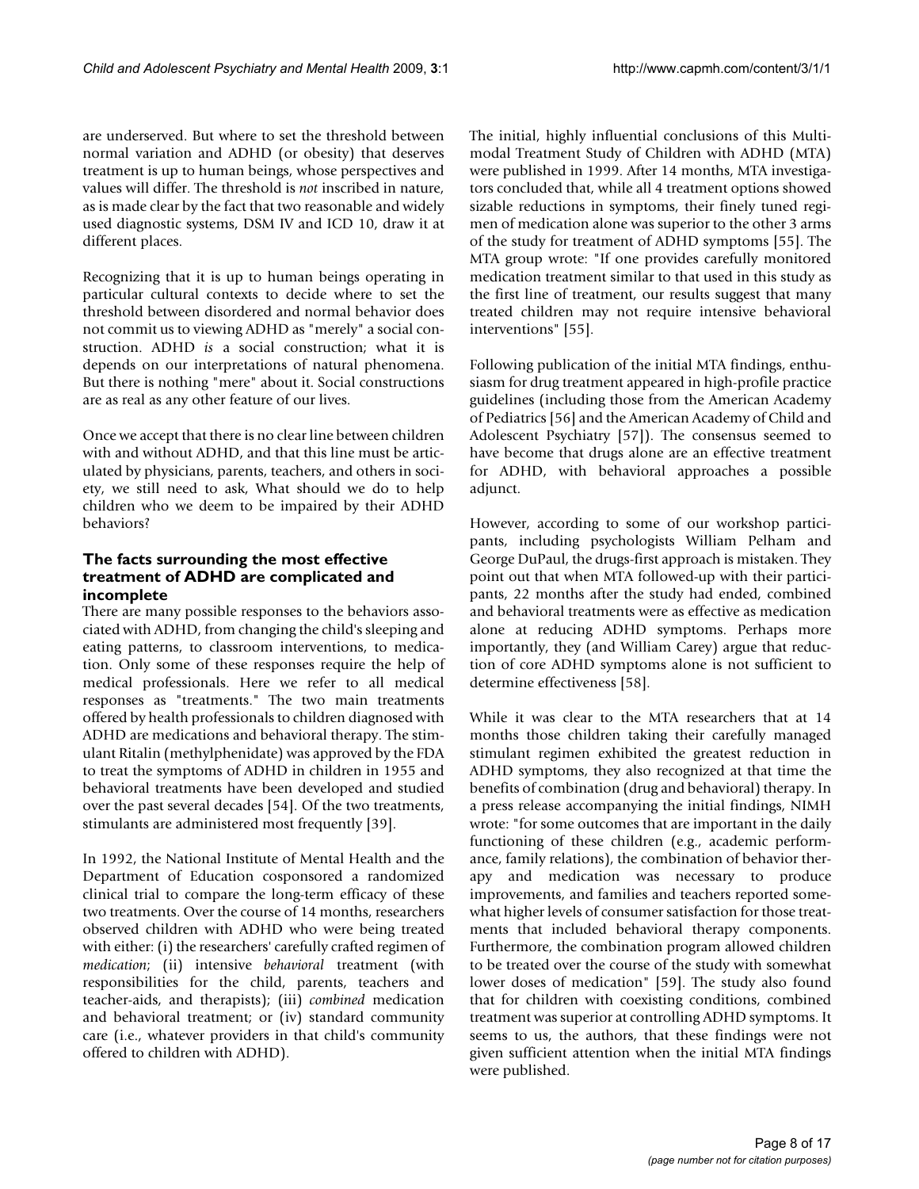are underserved. But where to set the threshold between normal variation and ADHD (or obesity) that deserves treatment is up to human beings, whose perspectives and values will differ. The threshold is *not* inscribed in nature, as is made clear by the fact that two reasonable and widely used diagnostic systems, DSM IV and ICD 10, draw it at different places.

Recognizing that it is up to human beings operating in particular cultural contexts to decide where to set the threshold between disordered and normal behavior does not commit us to viewing ADHD as "merely" a social construction. ADHD *is* a social construction; what it is depends on our interpretations of natural phenomena. But there is nothing "mere" about it. Social constructions are as real as any other feature of our lives.

Once we accept that there is no clear line between children with and without ADHD, and that this line must be articulated by physicians, parents, teachers, and others in society, we still need to ask, What should we do to help children who we deem to be impaired by their ADHD behaviors?

### The facts surrounding the most effective treatment of ADHD are complicated and incomplete

There are many possible responses to the behaviors associated with ADHD, from changing the child's sleeping and eating patterns, to classroom interventions, to medication. Only some of these responses require the help of medical professionals. Here we refer to all medical responses as "treatments." The two main treatments offered by health professionals to children diagnosed with ADHD are medications and behavioral therapy. The stimulant Ritalin (methylphenidate) was approved by the FDA to treat the symptoms of ADHD in children in 1955 and behavioral treatments have been developed and studied over the past several decades [54]. Of the two treatments, stimulants are administered most frequently [39].

In 1992, the National Institute of Mental Health and the Department of Education cosponsored a randomized clinical trial to compare the long-term efficacy of these two treatments. Over the course of 14 months, researchers observed children with ADHD who were being treated with either: (i) the researchers' carefully crafted regimen of *medication*; (ii) intensive *behavioral* treatment (with responsibilities for the child, parents, teachers and teacher-aids, and therapists); (iii) *combined* medication and behavioral treatment; or (iv) standard community care (i.e., whatever providers in that child's community offered to children with ADHD).

The initial, highly influential conclusions of this Multimodal Treatment Study of Children with ADHD (MTA) were published in 1999. After 14 months, MTA investigators concluded that, while all 4 treatment options showed sizable reductions in symptoms, their finely tuned regimen of medication alone was superior to the other 3 arms of the study for treatment of ADHD symptoms [55]. The MTA group wrote: "If one provides carefully monitored medication treatment similar to that used in this study as the first line of treatment, our results suggest that many treated children may not require intensive behavioral interventions" [55].

Following publication of the initial MTA findings, enthusiasm for drug treatment appeared in high-profile practice guidelines (including those from the American Academy of Pediatrics [56] and the American Academy of Child and Adolescent Psychiatry [57]). The consensus seemed to have become that drugs alone are an effective treatment for ADHD, with behavioral approaches a possible adjunct.

However, according to some of our workshop participants, including psychologists William Pelham and George DuPaul, the drugs-first approach is mistaken. They point out that when MTA followed-up with their participants, 22 months after the study had ended, combined and behavioral treatments were as effective as medication alone at reducing ADHD symptoms. Perhaps more importantly, they (and William Carey) argue that reduction of core ADHD symptoms alone is not sufficient to determine effectiveness [58].

While it was clear to the MTA researchers that at 14 months those children taking their carefully managed stimulant regimen exhibited the greatest reduction in ADHD symptoms, they also recognized at that time the benefits of combination (drug and behavioral) therapy. In a press release accompanying the initial findings, NIMH wrote: "for some outcomes that are important in the daily functioning of these children (e.g., academic performance, family relations), the combination of behavior therapy and medication was necessary to produce improvements, and families and teachers reported somewhat higher levels of consumer satisfaction for those treatments that included behavioral therapy components. Furthermore, the combination program allowed children to be treated over the course of the study with somewhat lower doses of medication" [59]. The study also found that for children with coexisting conditions, combined treatment was superior at controlling ADHD symptoms. It seems to us, the authors, that these findings were not given sufficient attention when the initial MTA findings were published.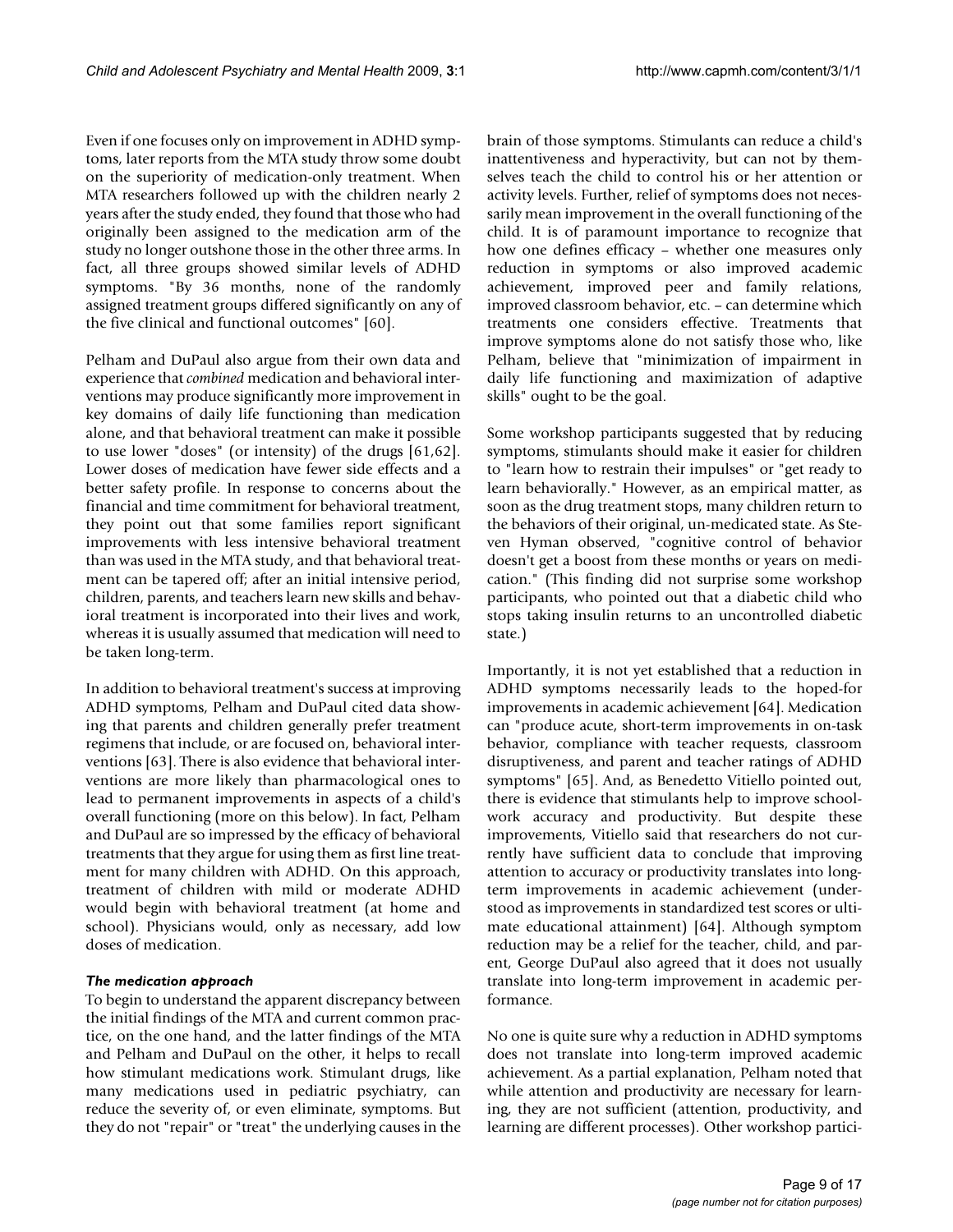Even if one focuses only on improvement in ADHD symptoms, later reports from the MTA study throw some doubt on the superiority of medication-only treatment. When MTA researchers followed up with the children nearly 2 years after the study ended, they found that those who had originally been assigned to the medication arm of the study no longer outshone those in the other three arms. In fact, all three groups showed similar levels of ADHD symptoms. "By 36 months, none of the randomly assigned treatment groups differed significantly on any of the five clinical and functional outcomes" [60].

Pelham and DuPaul also argue from their own data and experience that *combined* medication and behavioral interventions may produce significantly more improvement in key domains of daily life functioning than medication alone, and that behavioral treatment can make it possible to use lower "doses" (or intensity) of the drugs [61,62]. Lower doses of medication have fewer side effects and a better safety profile. In response to concerns about the financial and time commitment for behavioral treatment, they point out that some families report significant improvements with less intensive behavioral treatment than was used in the MTA study, and that behavioral treatment can be tapered off; after an initial intensive period, children, parents, and teachers learn new skills and behavioral treatment is incorporated into their lives and work, whereas it is usually assumed that medication will need to be taken long-term.

In addition to behavioral treatment's success at improving ADHD symptoms, Pelham and DuPaul cited data showing that parents and children generally prefer treatment regimens that include, or are focused on, behavioral interventions [63]. There is also evidence that behavioral interventions are more likely than pharmacological ones to lead to permanent improvements in aspects of a child's overall functioning (more on this below). In fact, Pelham and DuPaul are so impressed by the efficacy of behavioral treatments that they argue for using them as first line treatment for many children with ADHD. On this approach, treatment of children with mild or moderate ADHD would begin with behavioral treatment (at home and school). Physicians would, only as necessary, add low doses of medication.

### *The medication approach*

To begin to understand the apparent discrepancy between the initial findings of the MTA and current common practice, on the one hand, and the latter findings of the MTA and Pelham and DuPaul on the other, it helps to recall how stimulant medications work. Stimulant drugs, like many medications used in pediatric psychiatry, can reduce the severity of, or even eliminate, symptoms. But they do not "repair" or "treat" the underlying causes in the brain of those symptoms. Stimulants can reduce a child's inattentiveness and hyperactivity, but can not by themselves teach the child to control his or her attention or activity levels. Further, relief of symptoms does not necessarily mean improvement in the overall functioning of the child. It is of paramount importance to recognize that how one defines efficacy – whether one measures only reduction in symptoms or also improved academic achievement, improved peer and family relations, improved classroom behavior, etc. – can determine which treatments one considers effective. Treatments that improve symptoms alone do not satisfy those who, like Pelham, believe that "minimization of impairment in daily life functioning and maximization of adaptive skills" ought to be the goal.

Some workshop participants suggested that by reducing symptoms, stimulants should make it easier for children to "learn how to restrain their impulses" or "get ready to learn behaviorally." However, as an empirical matter, as soon as the drug treatment stops, many children return to the behaviors of their original, un-medicated state. As Steven Hyman observed, "cognitive control of behavior doesn't get a boost from these months or years on medication." (This finding did not surprise some workshop participants, who pointed out that a diabetic child who stops taking insulin returns to an uncontrolled diabetic state.)

Importantly, it is not yet established that a reduction in ADHD symptoms necessarily leads to the hoped-for improvements in academic achievement [64]. Medication can "produce acute, short-term improvements in on-task behavior, compliance with teacher requests, classroom disruptiveness, and parent and teacher ratings of ADHD symptoms" [65]. And, as Benedetto Vitiello pointed out, there is evidence that stimulants help to improve schoolwork accuracy and productivity. But despite these improvements, Vitiello said that researchers do not currently have sufficient data to conclude that improving attention to accuracy or productivity translates into long-term improvements in academic achievement (understood as improvements in standardized test scores or ultimate educational attainment) [64]. Although symptom reduction may be a relief for the teacher, child, and parent, George DuPaul also agreed that it does not usually translate into long-term improvement in academic performance.

No one is quite sure why a reduction in ADHD symptoms does not translate into long-term improved academic achievement. As a partial explanation, Pelham noted that while attention and productivity are necessary for learning, they are not sufficient (attention, productivity, and learning are different processes). Other workshop partici-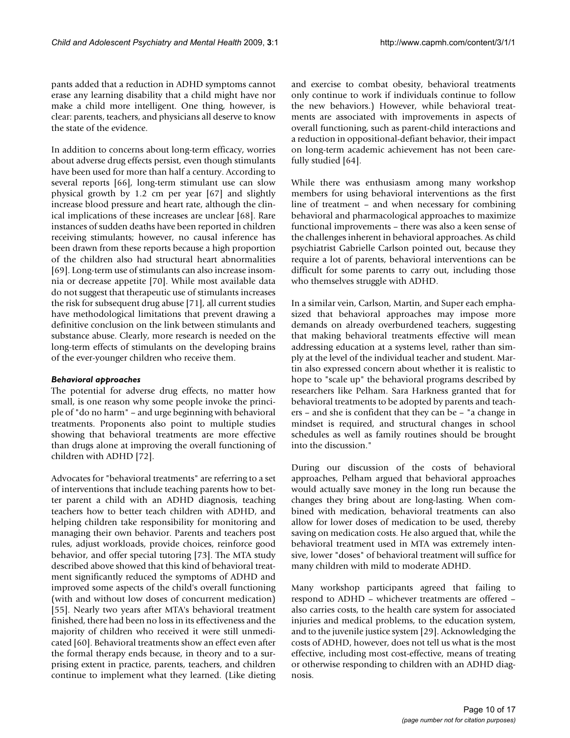pants added that a reduction in ADHD symptoms cannot erase any learning disability that a child might have nor make a child more intelligent. One thing, however, is clear: parents, teachers, and physicians all deserve to know the state of the evidence.

In addition to concerns about long-term efficacy, worries about adverse drug effects persist, even though stimulants have been used for more than half a century. According to several reports [66], long-term stimulant use can slow physical growth by 1.2 cm per year [67] and slightly increase blood pressure and heart rate, although the clinical implications of these increases are unclear [68]. Rare instances of sudden deaths have been reported in children receiving stimulants; however, no causal inference has been drawn from these reports because a high proportion of the children also had structural heart abnormalities [69]. Long-term use of stimulants can also increase insomnia or decrease appetite [70]. While most available data do not suggest that therapeutic use of stimulants increases the risk for subsequent drug abuse [71], all current studies have methodological limitations that prevent drawing a definitive conclusion on the link between stimulants and substance abuse. Clearly, more research is needed on the long-term effects of stimulants on the developing brains of the ever-younger children who receive them.

### *Behavioral approaches*

The potential for adverse drug effects, no matter how small, is one reason why some people invoke the principle of "do no harm" – and urge beginning with behavioral treatments. Proponents also point to multiple studies showing that behavioral treatments are more effective than drugs alone at improving the overall functioning of children with ADHD [72].

Advocates for "behavioral treatments" are referring to a set of interventions that include teaching parents how to better parent a child with an ADHD diagnosis, teaching teachers how to better teach children with ADHD, and helping children take responsibility for monitoring and managing their own behavior. Parents and teachers post rules, adjust workloads, provide choices, reinforce good behavior, and offer special tutoring [73]. The MTA study described above showed that this kind of behavioral treatment significantly reduced the symptoms of ADHD and improved some aspects of the child's overall functioning (with and without low doses of concurrent medication) [55]. Nearly two years after MTA's behavioral treatment finished, there had been no loss in its effectiveness and the majority of children who received it were still unmedicated [60]. Behavioral treatments show an effect even after the formal therapy ends because, in theory and to a surprising extent in practice, parents, teachers, and children continue to implement what they learned. (Like dieting and exercise to combat obesity, behavioral treatments only continue to work if individuals continue to follow the new behaviors.) However, while behavioral treatments are associated with improvements in aspects of overall functioning, such as parent-child interactions and a reduction in oppositional-defiant behavior, their impact on long-term academic achievement has not been carefully studied [64].

While there was enthusiasm among many workshop members for using behavioral interventions as the first line of treatment – and when necessary for combining behavioral and pharmacological approaches to maximize functional improvements – there was also a keen sense of the challenges inherent in behavioral approaches. As child psychiatrist Gabrielle Carlson pointed out, because they require a lot of parents, behavioral interventions can be difficult for some parents to carry out, including those who themselves struggle with ADHD.

In a similar vein, Carlson, Martin, and Super each emphasized that behavioral approaches may impose more demands on already overburdened teachers, suggesting that making behavioral treatments effective will mean addressing education at a systems level, rather than simply at the level of the individual teacher and student. Martin also expressed concern about whether it is realistic to hope to "scale up" the behavioral programs described by researchers like Pelham. Sara Harkness granted that for behavioral treatments to be adopted by parents and teachers – and she is confident that they can be – "a change in mindset is required, and structural changes in school schedules as well as family routines should be brought into the discussion."

During our discussion of the costs of behavioral approaches, Pelham argued that behavioral approaches would actually save money in the long run because the changes they bring about are long-lasting. When combined with medication, behavioral treatments can also allow for lower doses of medication to be used, thereby saving on medication costs. He also argued that, while the behavioral treatment used in MTA was extremely intensive, lower "doses" of behavioral treatment will suffice for many children with mild to moderate ADHD.

Many workshop participants agreed that failing to respond to ADHD – whichever treatments are offered – also carries costs, to the health care system for associated injuries and medical problems, to the education system, and to the juvenile justice system [29]. Acknowledging the costs of ADHD, however, does not tell us what is the most effective, including most cost-effective, means of treating or otherwise responding to children with an ADHD diagnosis.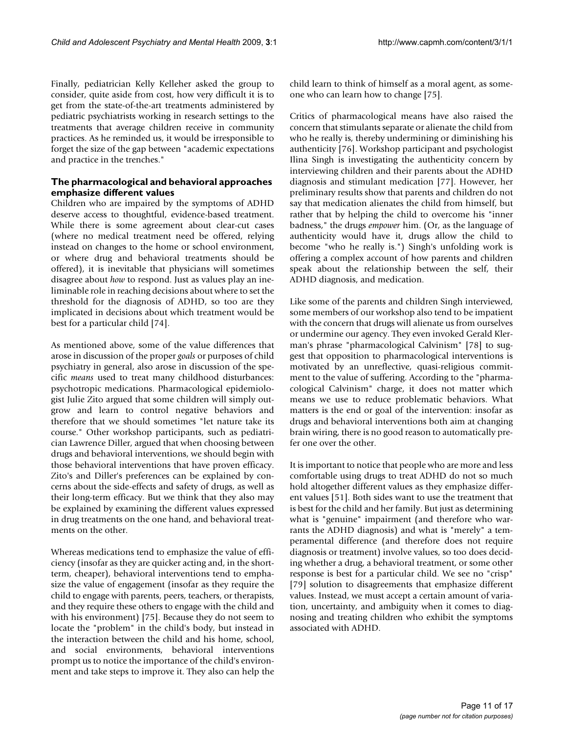Finally, pediatrician Kelly Kelleher asked the group to consider, quite aside from cost, how very difficult it is to get from the state-of-the-art treatments administered by pediatric psychiatrists working in research settings to the treatments that average children receive in community practices. As he reminded us, it would be irresponsible to forget the size of the gap between "academic expectations and practice in the trenches."

### The pharmacological and behavioral approaches emphasize different values

Children who are impaired by the symptoms of ADHD deserve access to thoughtful, evidence-based treatment. While there is some agreement about clear-cut cases (where no medical treatment need be offered, relying instead on changes to the home or school environment, or where drug and behavioral treatments should be offered), it is inevitable that physicians will sometimes disagree about *how* to respond. Just as values play an ineliminable role in reaching decisions about where to set the threshold for the diagnosis of ADHD, so too are they implicated in decisions about which treatment would be best for a particular child [74].

As mentioned above, some of the value differences that arose in discussion of the proper *goals* or purposes of child psychiatry in general, also arose in discussion of the specific *means* used to treat many childhood disturbances: psychotropic medications. Pharmacological epidemiologist Julie Zito argued that some children will simply outgrow and learn to control negative behaviors and therefore that we should sometimes "let nature take its course." Other workshop participants, such as pediatrician Lawrence Diller, argued that when choosing between drugs and behavioral interventions, we should begin with those behavioral interventions that have proven efficacy. Zito's and Diller's preferences can be explained by concerns about the side-effects and safety of drugs, as well as their long-term efficacy. But we think that they also may be explained by examining the different values expressed in drug treatments on the one hand, and behavioral treatments on the other.

Whereas medications tend to emphasize the value of efficiency (insofar as they are quicker acting and, in the short-term, cheaper), behavioral interventions tend to emphasize the value of engagement (insofar as they require the child to engage with parents, peers, teachers, or therapists, and they require these others to engage with the child and with his environment) [75]. Because they do not seem to locate the "problem" in the child's body, but instead in the interaction between the child and his home, school, and social environments, behavioral interventions prompt us to notice the importance of the child's environment and take steps to improve it. They also can help the child learn to think of himself as a moral agent, as someone who can learn how to change [75].

Critics of pharmacological means have also raised the concern that stimulants separate or alienate the child from who he really is, thereby undermining or diminishing his authenticity [76]. Workshop participant and psychologist Ilina Singh is investigating the authenticity concern by interviewing children and their parents about the ADHD diagnosis and stimulant medication [77]. However, her preliminary results show that parents and children do not say that medication alienates the child from himself, but rather that by helping the child to overcome his "inner badness," the drugs *empower* him. (Or, as the language of authenticity would have it, drugs allow the child to become "who he really is.") Singh's unfolding work is offering a complex account of how parents and children speak about the relationship between the self, their ADHD diagnosis, and medication.

Like some of the parents and children Singh interviewed, some members of our workshop also tend to be impatient with the concern that drugs will alienate us from ourselves or undermine our agency. They even invoked Gerald Klerman's phrase "pharmacological Calvinism" [78] to suggest that opposition to pharmacological interventions is motivated by an unreflective, quasi-religious commitment to the value of suffering. According to the "pharmacological Calvinism" charge, it does not matter which means we use to reduce problematic behaviors. What matters is the end or goal of the intervention: insofar as drugs and behavioral interventions both aim at changing brain wiring, there is no good reason to automatically prefer one over the other.

It is important to notice that people who are more and less comfortable using drugs to treat ADHD do not so much hold altogether different values as they emphasize different values [51]. Both sides want to use the treatment that is best for the child and her family. But just as determining what is "genuine" impairment (and therefore who warrants the ADHD diagnosis) and what is "merely" a temperamental difference (and therefore does not require diagnosis or treatment) involve values, so too does deciding whether a drug, a behavioral treatment, or some other response is best for a particular child. We see no "crisp" [79] solution to disagreements that emphasize different values. Instead, we must accept a certain amount of variation, uncertainty, and ambiguity when it comes to diagnosing and treating children who exhibit the symptoms associated with ADHD.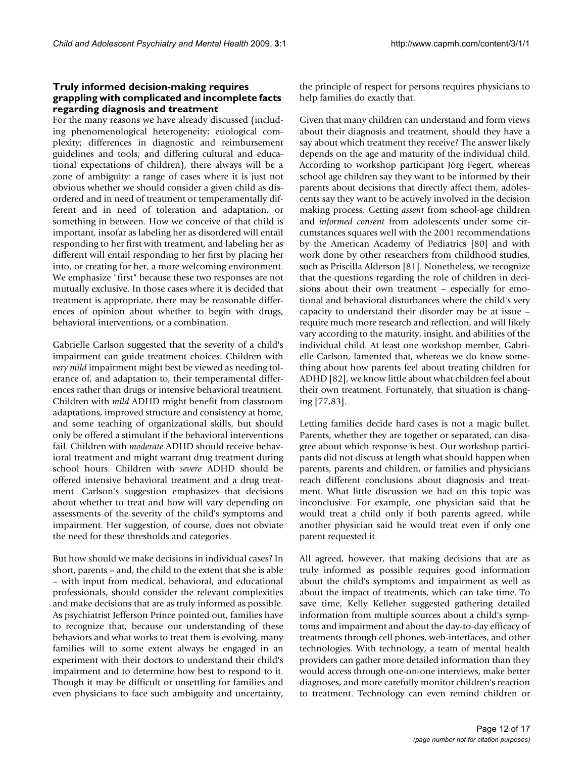### Truly informed decision-making requires grappling with complicated and incomplete facts regarding diagnosis and treatment

For the many reasons we have already discussed (including phenomenological heterogeneity; etiological complexity; differences in diagnostic and reimbursement guidelines and tools; and differing cultural and educational expectations of children), there always will be a zone of ambiguity: a range of cases where it is just not obvious whether we should consider a given child as disordered and in need of treatment or temperamentally different and in need of toleration and adaptation, or something in between. How we conceive of that child is important, insofar as labeling her as disordered will entail responding to her first with treatment, and labeling her as different will entail responding to her first by placing her into, or creating for her, a more welcoming environment. We emphasize "first" because these two responses are not mutually exclusive. In those cases where it is decided that treatment is appropriate, there may be reasonable differences of opinion about whether to begin with drugs, behavioral interventions, or a combination.

Gabrielle Carlson suggested that the severity of a child's impairment can guide treatment choices. Children with *very mild* impairment might best be viewed as needing tolerance of, and adaptation to, their temperamental differences rather than drugs or intensive behavioral treatment. Children with *mild* ADHD might benefit from classroom adaptations, improved structure and consistency at home, and some teaching of organizational skills, but should only be offered a stimulant if the behavioral interventions fail. Children with *moderate* ADHD should receive behavioral treatment and might warrant drug treatment during school hours. Children with *severe* ADHD should be offered intensive behavioral treatment and a drug treatment. Carlson's suggestion emphasizes that decisions about whether to treat and how will vary depending on assessments of the severity of the child's symptoms and impairment. Her suggestion, of course, does not obviate the need for these thresholds and categories.

But how should we make decisions in individual cases? In short, parents – and, the child to the extent that she is able – with input from medical, behavioral, and educational professionals, should consider the relevant complexities and make decisions that are as truly informed as possible. As psychiatrist Jefferson Prince pointed out, families have to recognize that, because our understanding of these behaviors and what works to treat them is evolving, many families will to some extent always be engaged in an experiment with their doctors to understand their child's impairment and to determine how best to respond to it. Though it may be difficult or unsettling for families and even physicians to face such ambiguity and uncertainty, the principle of respect for persons requires physicians to help families do exactly that.

Given that many children can understand and form views about their diagnosis and treatment, should they have a say about which treatment they receive? The answer likely depends on the age and maturity of the individual child. According to workshop participant Jörg Fegert, whereas school age children say they want to be informed by their parents about decisions that directly affect them, adolescents say they want to be actively involved in the decision making process. Getting *assent* from school-age children and *informed consent* from adolescents under some circumstances squares well with the 2001 recommendations by the American Academy of Pediatrics [80] and with work done by other researchers from childhood studies, such as Priscilla Alderson [81]. Nonetheless, we recognize that the questions regarding the role of children in decisions about their own treatment – especially for emotional and behavioral disturbances where the child's very capacity to understand their disorder may be at issue – require much more research and reflection, and will likely vary according to the maturity, insight, and abilities of the individual child. At least one workshop member, Gabrielle Carlson, lamented that, whereas we do know something about how parents feel about treating children for ADHD [82], we know little about what children feel about their own treatment. Fortunately, that situation is changing [77,83].

Letting families decide hard cases is not a magic bullet. Parents, whether they are together or separated, can disagree about which response is best. Our workshop participants did not discuss at length what should happen when parents, parents and children, or families and physicians reach different conclusions about diagnosis and treatment. What little discussion we had on this topic was inconclusive. For example, one physician said that he would treat a child only if both parents agreed, while another physician said he would treat even if only one parent requested it.

All agreed, however, that making decisions that are as truly informed as possible requires good information about the child's symptoms and impairment as well as about the impact of treatments, which can take time. To save time, Kelly Kelleher suggested gathering detailed information from multiple sources about a child's symptoms and impairment and about the day-to-day efficacy of treatments through cell phones, web-interfaces, and other technologies. With technology, a team of mental health providers can gather more detailed information than they would access through one-on-one interviews, make better diagnoses, and more carefully monitor children's reaction to treatment. Technology can even remind children or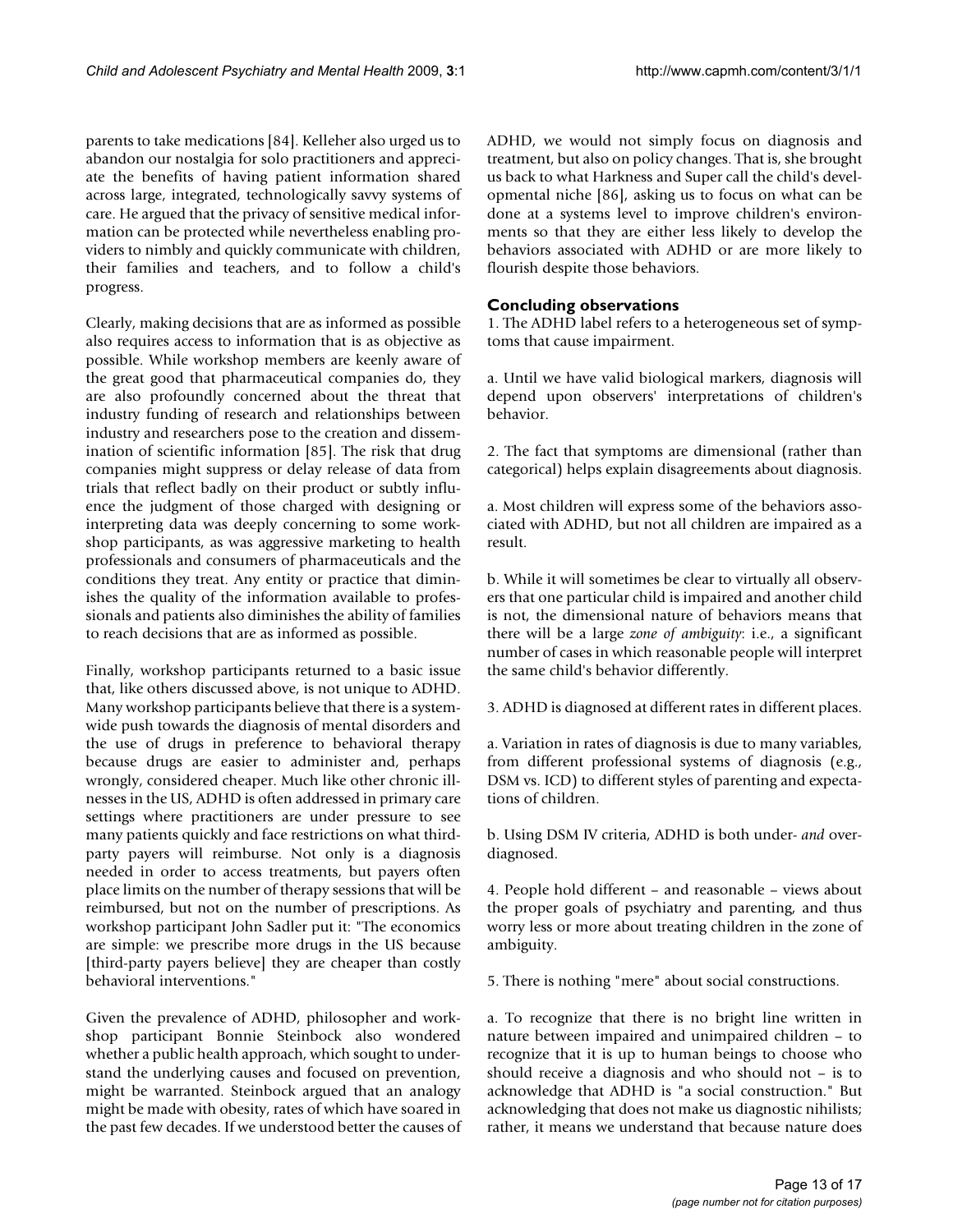parents to take medications [84]. Kelleher also urged us to abandon our nostalgia for solo practitioners and appreciate the benefits of having patient information shared across large, integrated, technologically savvy systems of care. He argued that the privacy of sensitive medical information can be protected while nevertheless enabling providers to nimbly and quickly communicate with children, their families and teachers, and to follow a child's progress.

Clearly, making decisions that are as informed as possible also requires access to information that is as objective as possible. While workshop members are keenly aware of the great good that pharmaceutical companies do, they are also profoundly concerned about the threat that industry funding of research and relationships between industry and researchers pose to the creation and dissemination of scientific information [85]. The risk that drug companies might suppress or delay release of data from trials that reflect badly on their product or subtly influence the judgment of those charged with designing or interpreting data was deeply concerning to some workshop participants, as was aggressive marketing to health professionals and consumers of pharmaceuticals and the conditions they treat. Any entity or practice that diminishes the quality of the information available to professionals and patients also diminishes the ability of families to reach decisions that are as informed as possible.

Finally, workshop participants returned to a basic issue that, like others discussed above, is not unique to ADHD. Many workshop participants believe that there is a system-wide push towards the diagnosis of mental disorders and the use of drugs in preference to behavioral therapy because drugs are easier to administer and, perhaps wrongly, considered cheaper. Much like other chronic illnesses in the US, ADHD is often addressed in primary care settings where practitioners are under pressure to see many patients quickly and face restrictions on what third-party payers will reimburse. Not only is a diagnosis needed in order to access treatments, but payers often place limits on the number of therapy sessions that will be reimbursed, but not on the number of prescriptions. As workshop participant John Sadler put it: "The economics are simple: we prescribe more drugs in the US because [third-party payers believe] they are cheaper than costly behavioral interventions."

Given the prevalence of ADHD, philosopher and workshop participant Bonnie Steinbock also wondered whether a public health approach, which sought to understand the underlying causes and focused on prevention, might be warranted. Steinbock argued that an analogy might be made with obesity, rates of which have soared in the past few decades. If we understood better the causes of ADHD, we would not simply focus on diagnosis and treatment, but also on policy changes. That is, she brought us back to what Harkness and Super call the child's developmental niche [86], asking us to focus on what can be done at a systems level to improve children's environments so that they are either less likely to develop the behaviors associated with ADHD or are more likely to flourish despite those behaviors.

## Concluding observations

1. The ADHD label refers to a heterogeneous set of symptoms that cause impairment.

a. Until we have valid biological markers, diagnosis will depend upon observers' interpretations of children's behavior.

2. The fact that symptoms are dimensional (rather than categorical) helps explain disagreements about diagnosis.

a. Most children will express some of the behaviors associated with ADHD, but not all children are impaired as a result.

b. While it will sometimes be clear to virtually all observers that one particular child is impaired and another child is not, the dimensional nature of behaviors means that there will be a large *zone of ambiguity*: i.e., a significant number of cases in which reasonable people will interpret the same child's behavior differently.

3. ADHD is diagnosed at different rates in different places.

a. Variation in rates of diagnosis is due to many variables, from different professional systems of diagnosis (e.g., DSM vs. ICD) to different styles of parenting and expectations of children.

b. Using DSM IV criteria, ADHD is both under- *and* over-diagnosed.

4. People hold different – and reasonable – views about the proper goals of psychiatry and parenting, and thus worry less or more about treating children in the zone of ambiguity.

5. There is nothing "mere" about social constructions.

a. To recognize that there is no bright line written in nature between impaired and unimpaired children – to recognize that it is up to human beings to choose who should receive a diagnosis and who should not – is to acknowledge that ADHD is "a social construction." But acknowledging that does not make us diagnostic nihilists; rather, it means we understand that because nature does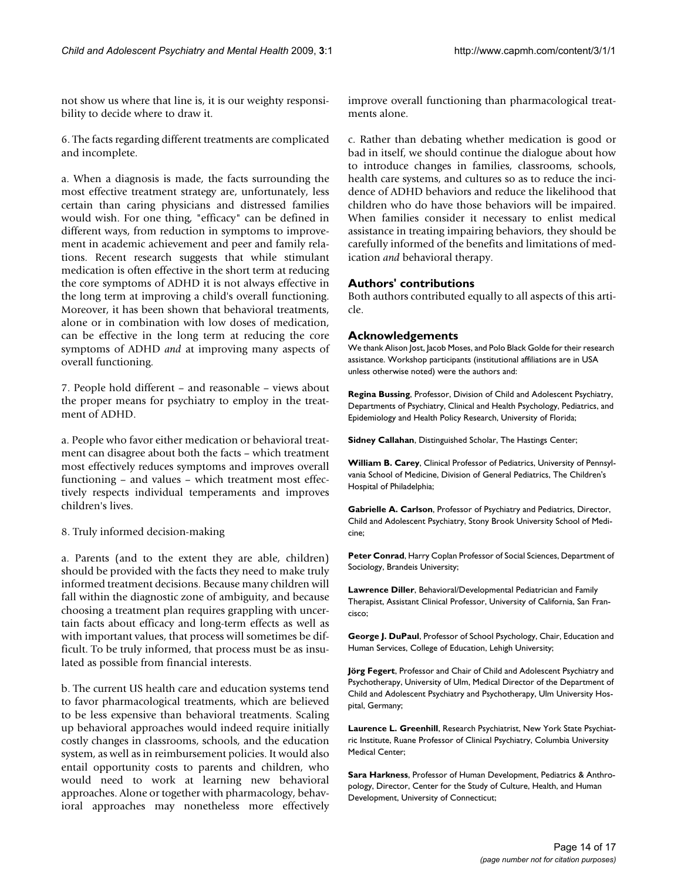not show us where that line is, it is our weighty responsibility to decide where to draw it.

6. The facts regarding different treatments are complicated and incomplete.

a. When a diagnosis is made, the facts surrounding the most effective treatment strategy are, unfortunately, less certain than caring physicians and distressed families would wish. For one thing, "efficacy" can be defined in different ways, from reduction in symptoms to improvement in academic achievement and peer and family relations. Recent research suggests that while stimulant medication is often effective in the short term at reducing the core symptoms of ADHD it is not always effective in the long term at improving a child's overall functioning. Moreover, it has been shown that behavioral treatments, alone or in combination with low doses of medication, can be effective in the long term at reducing the core symptoms of ADHD *and* at improving many aspects of overall functioning.

7. People hold different – and reasonable – views about the proper means for psychiatry to employ in the treatment of ADHD.

a. People who favor either medication or behavioral treatment can disagree about both the facts – which treatment most effectively reduces symptoms and improves overall functioning – and values – which treatment most effectively respects individual temperaments and improves children's lives.

8. Truly informed decision-making

a. Parents (and to the extent they are able, children) should be provided with the facts they need to make truly informed treatment decisions. Because many children will fall within the diagnostic zone of ambiguity, and because choosing a treatment plan requires grappling with uncertain facts about efficacy and long-term effects as well as with important values, that process will sometimes be difficult. To be truly informed, that process must be as insulated as possible from financial interests.

b. The current US health care and education systems tend to favor pharmacological treatments, which are believed to be less expensive than behavioral treatments. Scaling up behavioral approaches would indeed require initially costly changes in classrooms, schools, and the education system, as well as in reimbursement policies. It would also entail opportunity costs to parents and children, who would need to work at learning new behavioral approaches. Alone or together with pharmacology, behavioral approaches may nonetheless more effectively improve overall functioning than pharmacological treatments alone.

c. Rather than debating whether medication is good or bad in itself, we should continue the dialogue about how to introduce changes in families, classrooms, schools, health care systems, and cultures so as to reduce the incidence of ADHD behaviors and reduce the likelihood that children who do have those behaviors will be impaired. When families consider it necessary to enlist medical assistance in treating impairing behaviors, they should be carefully informed of the benefits and limitations of medication *and* behavioral therapy.

## Authors' contributions

Both authors contributed equally to all aspects of this article.

## Acknowledgements

We thank Alison Jost, Jacob Moses, and Polo Black Golde for their research assistance. Workshop participants (institutional affiliations are in USA unless otherwise noted) were the authors and:

**Regina Bussing**, Professor, Division of Child and Adolescent Psychiatry, Departments of Psychiatry, Clinical and Health Psychology, Pediatrics, and Epidemiology and Health Policy Research, University of Florida;

**Sidney Callahan**, Distinguished Scholar, The Hastings Center;

**William B. Carey**, Clinical Professor of Pediatrics, University of Pennsylvania School of Medicine, Division of General Pediatrics, The Children's Hospital of Philadelphia;

**Gabrielle A. Carlson**, Professor of Psychiatry and Pediatrics, Director, Child and Adolescent Psychiatry, Stony Brook University School of Medicine;

**Peter Conrad**, Harry Coplan Professor of Social Sciences, Department of Sociology, Brandeis University;

**Lawrence Diller**, Behavioral/Developmental Pediatrician and Family Therapist, Assistant Clinical Professor, University of California, San Francisco;

**George J. DuPaul**, Professor of School Psychology, Chair, Education and Human Services, College of Education, Lehigh University;

**Jörg Fegert**, Professor and Chair of Child and Adolescent Psychiatry and Psychotherapy, University of Ulm, Medical Director of the Department of Child and Adolescent Psychiatry and Psychotherapy, Ulm University Hospital, Germany;

**Laurence L. Greenhill**, Research Psychiatrist, New York State Psychiatric Institute, Ruane Professor of Clinical Psychiatry, Columbia University Medical Center;

**Sara Harkness**, Professor of Human Development, Pediatrics & Anthropology, Director, Center for the Study of Culture, Health, and Human Development, University of Connecticut;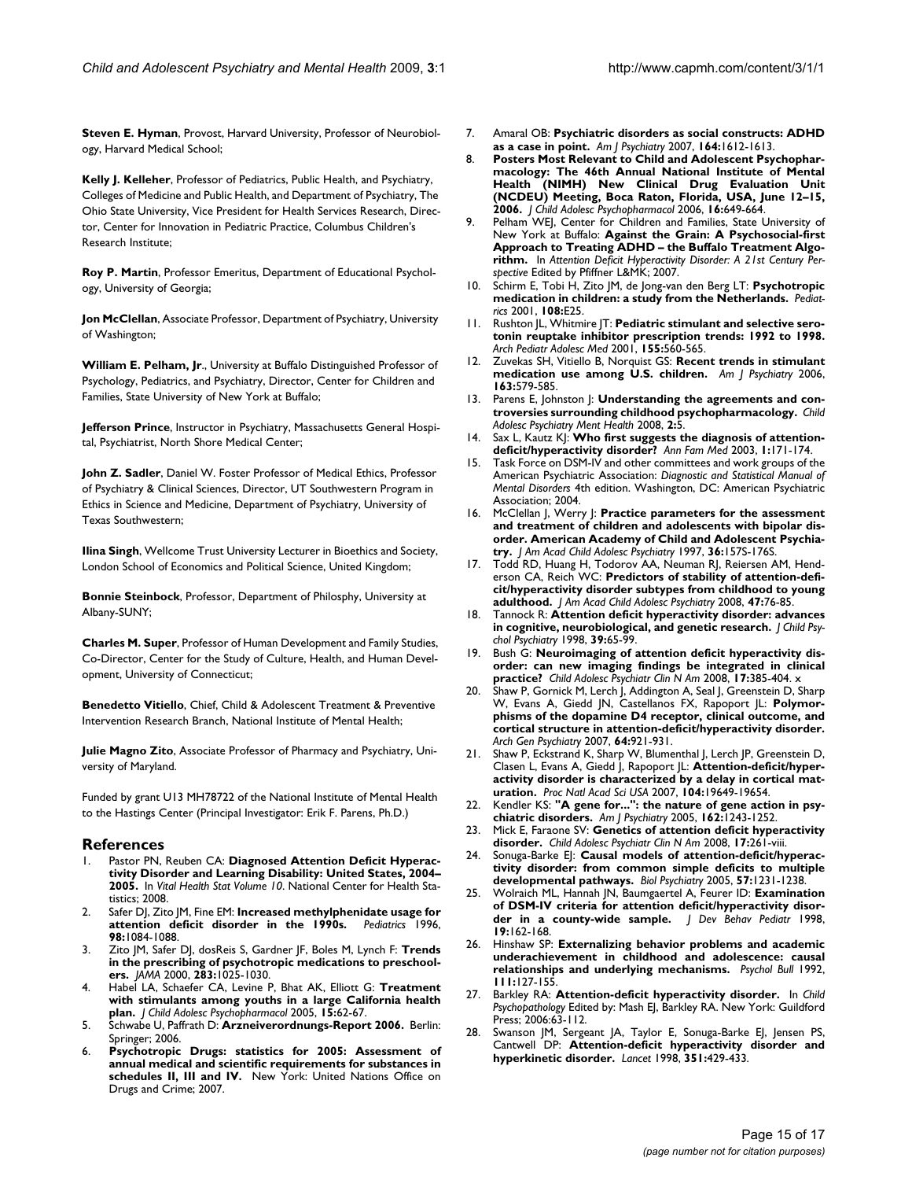**Steven E. Hyman**, Provost, Harvard University, Professor of Neurobiology, Harvard Medical School;

**Kelly J. Kelleher**, Professor of Pediatrics, Public Health, and Psychiatry, Colleges of Medicine and Public Health, and Department of Psychiatry, The Ohio State University, Vice President for Health Services Research, Director, Center for Innovation in Pediatric Practice, Columbus Children's Research Institute;

**Roy P. Martin**, Professor Emeritus, Department of Educational Psychology, University of Georgia;

**Jon McClellan**, Associate Professor, Department of Psychiatry, University of Washington;

**William E. Pelham, Jr**., University at Buffalo Distinguished Professor of Psychology, Pediatrics, and Psychiatry, Director, Center for Children and Families, State University of New York at Buffalo;

**Jefferson Prince**, Instructor in Psychiatry, Massachusetts General Hospital, Psychiatrist, North Shore Medical Center;

**John Z. Sadler**, Daniel W. Foster Professor of Medical Ethics, Professor of Psychiatry & Clinical Sciences, Director, UT Southwestern Program in Ethics in Science and Medicine, Department of Psychiatry, University of Texas Southwestern;

**Ilina Singh**, Wellcome Trust University Lecturer in Bioethics and Society, London School of Economics and Political Science, United Kingdom;

**Bonnie Steinbock**, Professor, Department of Philosphy, University at Albany-SUNY;

**Charles M. Super**, Professor of Human Development and Family Studies, Co-Director, Center for the Study of Culture, Health, and Human Development, University of Connecticut;

**Benedetto Vitiello**, Chief, Child & Adolescent Treatment & Preventive Intervention Research Branch, National Institute of Mental Health;

**Julie Magno Zito**, Associate Professor of Pharmacy and Psychiatry, University of Maryland.

Funded by grant U13 MH78722 of the National Institute of Mental Health to the Hastings Center (Principal Investigator: Erik F. Parens, Ph.D.)

## References

1. Pastor PN, Reuben CA: **Diagnosed Attention Deficit Hyperactivity Disorder and Learning Disability: United States, 2004–2005.** In *Vital Health Stat Volume 10*. National Center for Health Statistics; 2008.
2. Safer DJ, Zito JM, Fine EM: **Increased methylphenidate usage for attention deficit disorder in the 1990s.** *Pediatrics* 1996, **98:**1084-1088.
3. Zito JM, Safer DJ, dosReis S, Gardner JF, Boles M, Lynch F: **Trends in the prescribing of psychotropic medications to preschoolers.** *JAMA* 2000, **283:**1025-1030.
4. Habel LA, Schaefer CA, Levine P, Bhat AK, Elliott G: **Treatment with stimulants among youths in a large California health plan.** *J Child Adolesc Psychopharmacol* 2005, **15:**62-67.
5. Schwabe U, Paffrath D: **Arzneiverordnungs-Report 2006.** Berlin: Springer; 2006.
6. **Psychotropic Drugs: statistics for 2005: Assessment of annual medical and scientific requirements for substances in schedules II, III and IV.** New York: United Nations Office on Drugs and Crime; 2007.
7. Amaral OB: **Psychiatric disorders as social constructs: ADHD as a case in point.** *Am J Psychiatry* 2007, **164:**1612-1613.
8. **Posters Most Relevant to Child and Adolescent Psychopharmacology: The 46th Annual National Institute of Mental Health (NIMH) New Clinical Drug Evaluation Unit (NCDEU) Meeting, Boca Raton, Florida, USA, June 12–15, 2006.** *J Child Adolesc Psychopharmacol* 2006, **16:**649-664.
9. Pelham WEJ, Center for Children and Families, State University of New York at Buffalo: **Against the Grain: A Psychosocial-first Approach to Treating ADHD – the Buffalo Treatment Algorithm.** In *Attention Deficit Hyperactivity Disorder: A 21st Century Perspective* Edited by Pfiffner L&MK; 2007.
10. Schirm E, Tobi H, Zito JM, de Jong-van den Berg LT: **Psychotropic medication in children: a study from the Netherlands.** *Pediatrics* 2001, **108:**E25.
11. Rushton JL, Whitmire JT: **Pediatric stimulant and selective serotonin reuptake inhibitor prescription trends: 1992 to 1998.** *Arch Pediatr Adolesc Med* 2001, **155:**560-565.
12. Zuvekas SH, Vitiello B, Norquist GS: **Recent trends in stimulant medication use among U.S. children.** *Am J Psychiatry* 2006, **163:**579-585.
13. Parens E, Johnston J: **Understanding the agreements and controversies surrounding childhood psychopharmacology.** *Child Adolesc Psychiatry Ment Health* 2008, **2:**5.
14. Sax L, Kautz KJ: **Who first suggests the diagnosis of attention-deficit/hyperactivity disorder?** *Ann Fam Med* 2003, **1:**171-174.
15. Task Force on DSM-IV and other committees and work groups of the American Psychiatric Association: *Diagnostic and Statistical Manual of Mental Disorders* 4th edition. Washington, DC: American Psychiatric Association; 2004.
16. McClellan J, Werry J: **Practice parameters for the assessment and treatment of children and adolescents with bipolar disorder. American Academy of Child and Adolescent Psychiatry.** *J Am Acad Child Adolesc Psychiatry* 1997, **36:**157S-176S.
17. Todd RD, Huang H, Todorov AA, Neuman RJ, Reiersen AM, Henderson CA, Reich WC: **Predictors of stability of attention-deficit/hyperactivity disorder subtypes from childhood to young adulthood.** *J Am Acad Child Adolesc Psychiatry* 2008, **47:**76-85.
18. Tannock R: **Attention deficit hyperactivity disorder: advances in cognitive, neurobiological, and genetic research.** *J Child Psychol Psychiatry* 1998, **39:**65-99.
19. Bush G: **Neuroimaging of attention deficit hyperactivity disorder: can new imaging findings be integrated in clinical practice?** *Child Adolesc Psychiatr Clin N Am* 2008, **17:**385-404. x
20. Shaw P, Gornick M, Lerch J, Addington A, Seal J, Greenstein D, Sharp W, Evans A, Giedd JN, Castellanos FX, Rapoport JL: **Polymorphisms of the dopamine D4 receptor, clinical outcome, and cortical structure in attention-deficit/hyperactivity disorder.** *Arch Gen Psychiatry* 2007, **64:**921-931.
21. Shaw P, Eckstrand K, Sharp W, Blumenthal J, Lerch JP, Greenstein D, Clasen L, Evans A, Giedd J, Rapoport JL: **Attention-deficit/hyperactivity disorder is characterized by a delay in cortical maturation.** *Proc Natl Acad Sci USA* 2007, **104:**19649-19654.
22. Kendler KS: **"A gene for...": the nature of gene action in psychiatric disorders.** *Am J Psychiatry* 2005, **162:**1243-1252.
23. Mick E, Faraone SV: **Genetics of attention deficit hyperactivity disorder.** *Child Adolesc Psychiatr Clin N Am* 2008, **17:**261-viii.
24. Sonuga-Barke EJ: **Causal models of attention-deficit/hyperactivity disorder: from common simple deficits to multiple developmental pathways.** *Biol Psychiatry* 2005, **57:**1231-1238.
25. Wolraich ML, Hannah JN, Baumgaertel A, Feurer ID: **Examination of DSM-IV criteria for attention deficit/hyperactivity disorder in a county-wide sample.** *J Dev Behav Pediatr* 1998, **19:**162-168.
26. Hinshaw SP: **Externalizing behavior problems and academic underachievement in childhood and adolescence: causal relationships and underlying mechanisms.** *Psychol Bull* 1992, **111:**127-155.
27. Barkley RA: **Attention-deficit hyperactivity disorder.** In *Child Psychopathology* Edited by: Mash EJ, Barkley RA. New York: Guildford Press; 2006:63-112.
28. Swanson JM, Sergeant JA, Taylor E, Sonuga-Barke EJ, Jensen PS, Cantwell DP: **Attention-deficit hyperactivity disorder and hyperkinetic disorder.** *Lancet* 1998, **351:**429-433.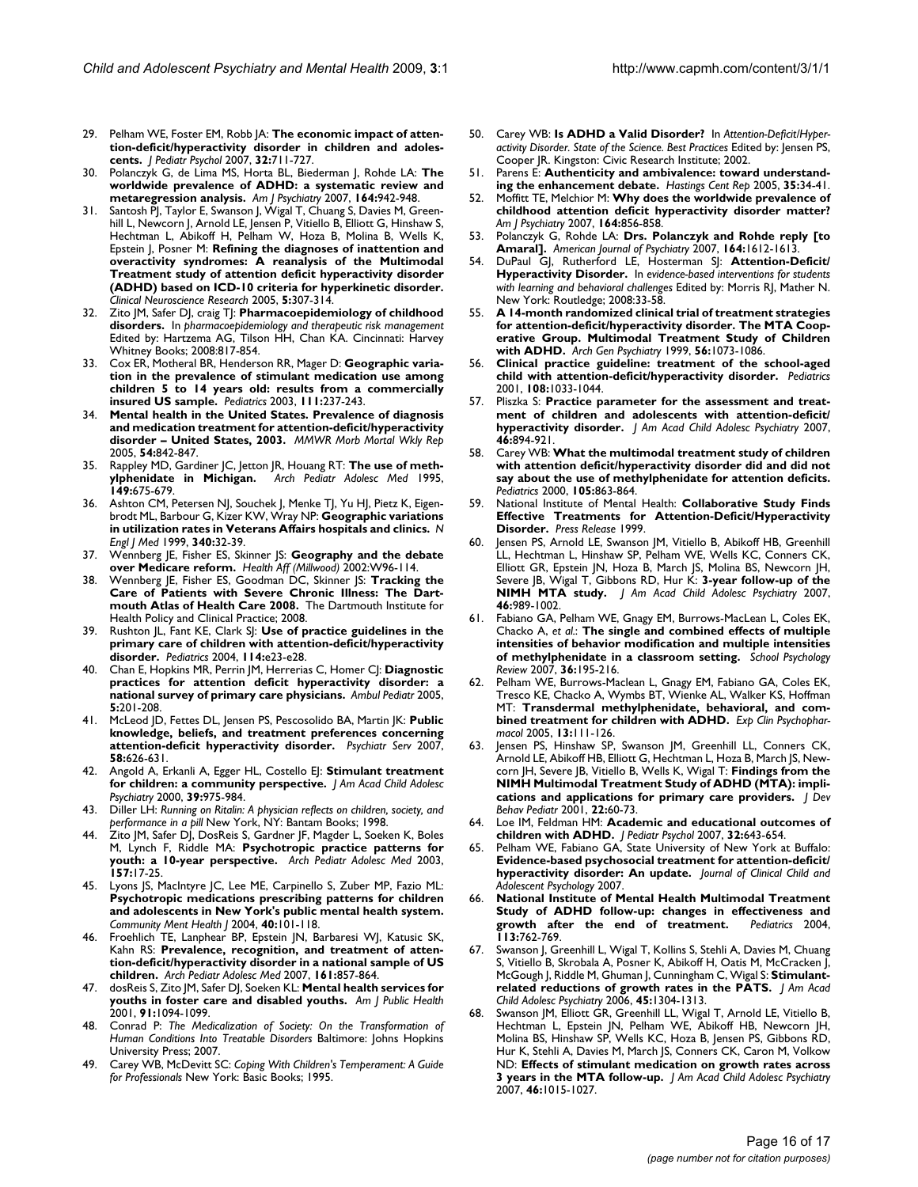29. Pelham WE, Foster EM, Robb JA: **The economic impact of attention-deficit/hyperactivity disorder in children and adolescents.** *J Pediatr Psychol* 2007, **32:**711-727.
30. Polanczyk G, de Lima MS, Horta BL, Biederman J, Rohde LA: **The worldwide prevalence of ADHD: a systematic review and metaregression analysis.** *Am J Psychiatry* 2007, **164:**942-948.
31. Santosh PJ, Taylor E, Swanson J, Wigal T, Chuang S, Davies M, Greenhill L, Newcorn J, Arnold LE, Jensen P, Vitiello B, Elliott G, Hinshaw S, Hechtman L, Abikoff H, Pelham W, Hoza B, Molina B, Wells K, Epstein J, Posner M: **Refining the diagnoses of inattention and overactivity syndromes: A reanalysis of the Multimodal Treatment study of attention deficit hyperactivity disorder (ADHD) based on ICD-10 criteria for hyperkinetic disorder.** *Clinical Neuroscience Research* 2005, **5:**307-314.
32. Zito JM, Safer DJ, craig TJ: **Pharmacoepidemiology of childhood disorders.** In *pharmacoepidemiology and therapeutic risk management* Edited by: Hartzema AG, Tilson HH, Chan KA. Cincinnati: Harvey Whitney Books; 2008:817-854.
33. Cox ER, Motheral BR, Henderson RR, Mager D: **Geographic variation in the prevalence of stimulant medication use among children 5 to 14 years old: results from a commercially insured US sample.** *Pediatrics* 2003, **111:**237-243.
34. **Mental health in the United States. Prevalence of diagnosis and medication treatment for attention-deficit/hyperactivity disorder – United States, 2003.** *MMWR Morb Mortal Wkly Rep* 2005, **54:**842-847.
35. Rappley MD, Gardiner JC, Jetton JR, Houang RT: **The use of methylphenidate in Michigan.** *Arch Pediatr Adolesc Med* 1995, **149:**675-679.
36. Ashton CM, Petersen NJ, Souchek J, Menke TJ, Yu HJ, Pietz K, Eigenbrodt ML, Barbour G, Kizer KW, Wray NP: **Geographic variations in utilization rates in Veterans Affairs hospitals and clinics.** *N Engl J Med* 1999, **340:**32-39.
37. Wennberg JE, Fisher ES, Skinner JS: **Geography and the debate over Medicare reform.** *Health Aff (Millwood)* 2002:W96-114.
38. Wennberg JE, Fisher ES, Goodman DC, Skinner JS: **Tracking the Care of Patients with Severe Chronic Illness: The Dartmouth Atlas of Health Care 2008.** The Dartmouth Institute for Health Policy and Clinical Practice; 2008.
39. Rushton JL, Fant KE, Clark SJ: **Use of practice guidelines in the primary care of children with attention-deficit/hyperactivity disorder.** *Pediatrics* 2004, **114:**e23-e28.
40. Chan E, Hopkins MR, Perrin JM, Herrerias C, Homer CJ: **Diagnostic practices for attention deficit hyperactivity disorder: a national survey of primary care physicians.** *Ambul Pediatr* 2005, **5:**201-208.
41. McLeod JD, Fettes DL, Jensen PS, Pescosolido BA, Martin JK: **Public knowledge, beliefs, and treatment preferences concerning attention-deficit hyperactivity disorder.** *Psychiatr Serv* 2007, **58:**626-631.
42. Angold A, Erkanli A, Egger HL, Costello EJ: **Stimulant treatment for children: a community perspective.** *J Am Acad Child Adolesc Psychiatry* 2000, **39:**975-984.
43. Diller LH: *Running on Ritalin: A physician reflects on children, society, and performance in a pill* New York, NY: Bantam Books; 1998.
44. Zito JM, Safer DJ, DosReis S, Gardner JF, Magder L, Soeken K, Boles M, Lynch F, Riddle MA: **Psychotropic practice patterns for youth: a 10-year perspective.** *Arch Pediatr Adolesc Med* 2003, **157:**17-25.
45. Lyons JS, MacIntyre JC, Lee ME, Carpinello S, Zuber MP, Fazio ML: **Psychotropic medications prescribing patterns for children and adolescents in New York's public mental health system.** *Community Ment Health J* 2004, **40:**101-118.
46. Froehlich TE, Lanphear BP, Epstein JN, Barbaresi WJ, Katusic SK, Kahn RS: **Prevalence, recognition, and treatment of attention-deficit/hyperactivity disorder in a national sample of US children.** *Arch Pediatr Adolesc Med* 2007, **161:**857-864.
47. dosReis S, Zito JM, Safer DJ, Soeken KL: **Mental health services for youths in foster care and disabled youths.** *Am J Public Health* 2001, **91:**1094-1099.
48. Conrad P: *The Medicalization of Society: On the Transformation of Human Conditions Into Treatable Disorders* Baltimore: Johns Hopkins University Press; 2007.
49. Carey WB, McDevitt SC: *Coping With Children's Temperament: A Guide for Professionals* New York: Basic Books; 1995.
50. Carey WB: **Is ADHD a Valid Disorder?** In *Attention-Deficit/Hyperactivity Disorder. State of the Science. Best Practices* Edited by: Jensen PS, Cooper JR. Kingston: Civic Research Institute; 2002.
51. Parens E: **Authenticity and ambivalence: toward understanding the enhancement debate.** *Hastings Cent Rep* 2005, **35:**34-41.
52. Moffitt TE, Melchior M: **Why does the worldwide prevalence of childhood attention deficit hyperactivity disorder matter?** *Am J Psychiatry* 2007, **164:**856-858.
53. Polanczyk G, Rohde LA: **Drs. Polanczyk and Rohde reply [to Amaral].** *American Journal of Psychiatry* 2007, **164:**1612-1613.
54. DuPaul GJ, Rutherford LE, Hosterman SJ: **Attention-Deficit/Hyperactivity Disorder.** In *evidence-based interventions for students with learning and behavioral challenges* Edited by: Morris RJ, Mather N. New York: Routledge; 2008:33-58.
55. **A 14-month randomized clinical trial of treatment strategies for attention-deficit/hyperactivity disorder. The MTA Cooperative Group. Multimodal Treatment Study of Children with ADHD.** *Arch Gen Psychiatry* 1999, **56:**1073-1086.
56. **Clinical practice guideline: treatment of the school-aged child with attention-deficit/hyperactivity disorder.** *Pediatrics* 2001, **108:**1033-1044.
57. Pliszka S: **Practice parameter for the assessment and treatment of children and adolescents with attention-deficit/hyperactivity disorder.** *J Am Acad Child Adolesc Psychiatry* 2007, **46:**894-921.
58. Carey WB: **What the multimodal treatment study of children with attention deficit/hyperactivity disorder did and did not say about the use of methylphenidate for attention deficits.** *Pediatrics* 2000, **105:**863-864.
59. National Institute of Mental Health: **Collaborative Study Finds Effective Treatments for Attention-Deficit/Hyperactivity Disorder.** *Press Release* 1999.
60. Jensen PS, Arnold LE, Swanson JM, Vitiello B, Abikoff HB, Greenhill LL, Hechtman L, Hinshaw SP, Pelham WE, Wells KC, Conners CK, Elliott GR, Epstein JN, Hoza B, March JS, Molina BS, Newcorn JH, Severe JB, Wigal T, Gibbons RD, Hur K: **3-year follow-up of the NIMH MTA study.** *J Am Acad Child Adolesc Psychiatry* 2007, **46:**989-1002.
61. Fabiano GA, Pelham WE, Gnagy EM, Burrows-MacLean L, Coles EK, Chacko A, *et al.*: **The single and combined effects of multiple intensities of behavior modification and multiple intensities of methylphenidate in a classroom setting.** *School Psychology Review* 2007, **36:**195-216.
62. Pelham WE, Burrows-Maclean L, Gnagy EM, Fabiano GA, Coles EK, Tresco KE, Chacko A, Wymbs BT, Wienke AL, Walker KS, Hoffman MT: **Transdermal methylphenidate, behavioral, and combined treatment for children with ADHD.** *Exp Clin Psychopharmacol* 2005, **13:**111-126.
63. Jensen PS, Hinshaw SP, Swanson JM, Greenhill LL, Conners CK, Arnold LE, Abikoff HB, Elliott G, Hechtman L, Hoza B, March JS, Newcorn JH, Severe JB, Vitiello B, Wells K, Wigal T: **Findings from the NIMH Multimodal Treatment Study of ADHD (MTA): implications and applications for primary care providers.** *J Dev Behav Pediatr* 2001, **22:**60-73.
64. Loe IM, Feldman HM: **Academic and educational outcomes of children with ADHD.** *J Pediatr Psychol* 2007, **32:**643-654.
65. Pelham WE, Fabiano GA, State University of New York at Buffalo: **Evidence-based psychosocial treatment for attention-deficit/hyperactivity disorder: An update.** *Journal of Clinical Child and Adolescent Psychology* 2007.
66. **National Institute of Mental Health Multimodal Treatment Study of ADHD follow-up: changes in effectiveness and growth after the end of treatment.** *Pediatrics* 2004, **113:**762-769.
67. Swanson J, Greenhill L, Wigal T, Kollins S, Stehli A, Davies M, Chuang S, Vitiello B, Skrobala A, Posner K, Abikoff H, Oatis M, McCracken J, McGough J, Riddle M, Ghuman J, Cunningham C, Wigal S: **Stimulant-related reductions of growth rates in the PATS.** *J Am Acad Child Adolesc Psychiatry* 2006, **45:**1304-1313.
68. Swanson JM, Elliott GR, Greenhill LL, Wigal T, Arnold LE, Vitiello B, Hechtman L, Epstein JN, Pelham WE, Abikoff HB, Newcorn JH, Molina BS, Hinshaw SP, Wells KC, Hoza B, Jensen PS, Gibbons RD, Hur K, Stehli A, Davies M, March JS, Conners CK, Caron M, Volkow ND: **Effects of stimulant medication on growth rates across 3 years in the MTA follow-up.** *J Am Acad Child Adolesc Psychiatry* 2007, **46:**1015-1027.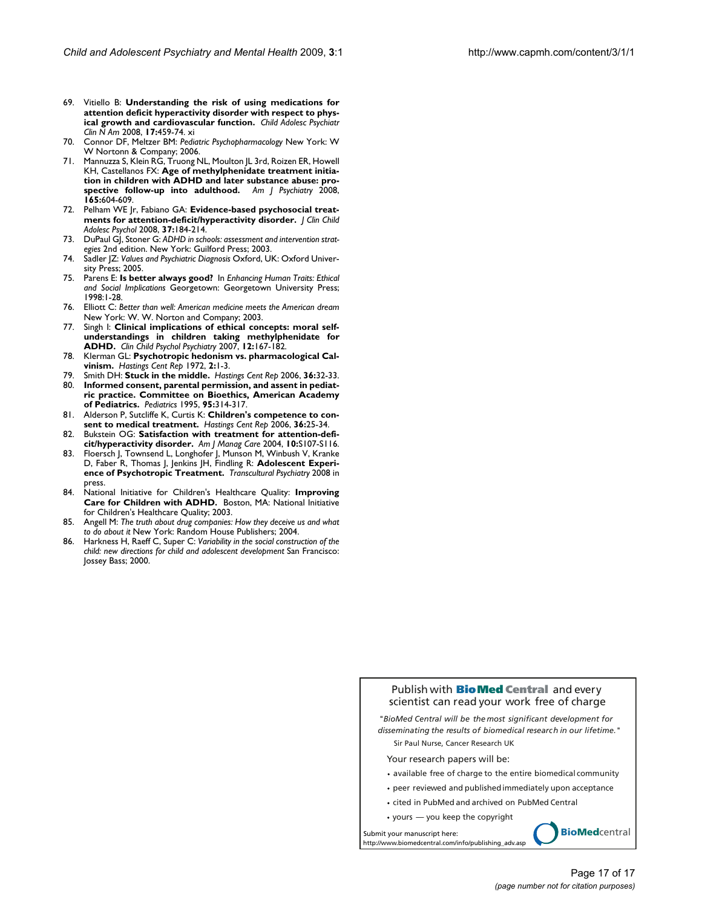69. Vitiello B: **Understanding the risk of using medications for attention deficit hyperactivity disorder with respect to physical growth and cardiovascular function.** *Child Adolesc Psychiatr Clin N Am* 2008, **17:**459-74. xi
70. Connor DF, Meltzer BM: *Pediatric Psychopharmacology* New York: W W Nortonn & Company; 2006.
71. Mannuzza S, Klein RG, Truong NL, Moulton JL 3rd, Roizen ER, Howell KH, Castellanos FX: **Age of methylphenidate treatment initiation in children with ADHD and later substance abuse: prospective follow-up into adulthood.** *Am J Psychiatry* 2008, **165:**604-609.
72. Pelham WE Jr, Fabiano GA: **Evidence-based psychosocial treatments for attention-deficit/hyperactivity disorder.** *J Clin Child Adolesc Psychol* 2008, **37:**184-214.
73. DuPaul GJ, Stoner G: *ADHD in schools: assessment and intervention strategies* 2nd edition. New York: Guilford Press; 2003.
74. Sadler JZ: *Values and Psychiatric Diagnosis* Oxford, UK: Oxford University Press; 2005.
75. Parens E: **Is better always good?** In *Enhancing Human Traits: Ethical and Social Implications* Georgetown: Georgetown University Press; 1998:1-28.
76. Elliott C: *Better than well: American medicine meets the American dream* New York: W. W. Norton and Company; 2003.
77. Singh I: **Clinical implications of ethical concepts: moral self-understandings in children taking methylphenidate for ADHD.** *Clin Child Psychol Psychiatry* 2007, **12:**167-182.
78. Klerman GL: **Psychotropic hedonism vs. pharmacological Calvinism.** *Hastings Cent Rep* 1972, **2:**1-3.
79. Smith DH: **Stuck in the middle.** *Hastings Cent Rep* 2006, **36:**32-33.
80. **Informed consent, parental permission, and assent in pediatric practice. Committee on Bioethics, American Academy of Pediatrics.** *Pediatrics* 1995, **95:**314-317.
81. Alderson P, Sutcliffe K, Curtis K: **Children's competence to consent to medical treatment.** *Hastings Cent Rep* 2006, **36:**25-34.
82. Bukstein OG: **Satisfaction with treatment for attention-deficit/hyperactivity disorder.** *Am J Manag Care* 2004, **10:**S107-S116.
83. Floersch J, Townsend L, Longhofer J, Munson M, Winbush V, Kranke D, Faber R, Thomas J, Jenkins JH, Findling R: **Adolescent Experience of Psychotropic Treatment.** *Transcultural Psychiatry* 2008 in press.
84. National Initiative for Children's Healthcare Quality: **Improving Care for Children with ADHD.** Boston, MA: National Initiative for Children's Healthcare Quality; 2003.
85. Angell M: *The truth about drug companies: How they deceive us and what to do about it* New York: Random House Publishers; 2004.
86. Harkness H, Raeff C, Super C: *Variability in the social construction of the child: new directions for child and adolescent development* San Francisco: Jossey Bass; 2000.

Publish with **BioMed Central** and every scientist can read your work free of charge

*"BioMed Central will be the most significant development for disseminating the results of biomedical research in our lifetime."*

Sir Paul Nurse, Cancer Research UK

Your research papers will be:

- available free of charge to the entire biomedical community
- peer reviewed and published immediately upon acceptance
- cited in PubMed and archived on PubMed Central
- yours — you keep the copyright

Submit your manuscript here:
http://www.biomedcentral.com/info/publishing_adv.asp

**BioMed**central